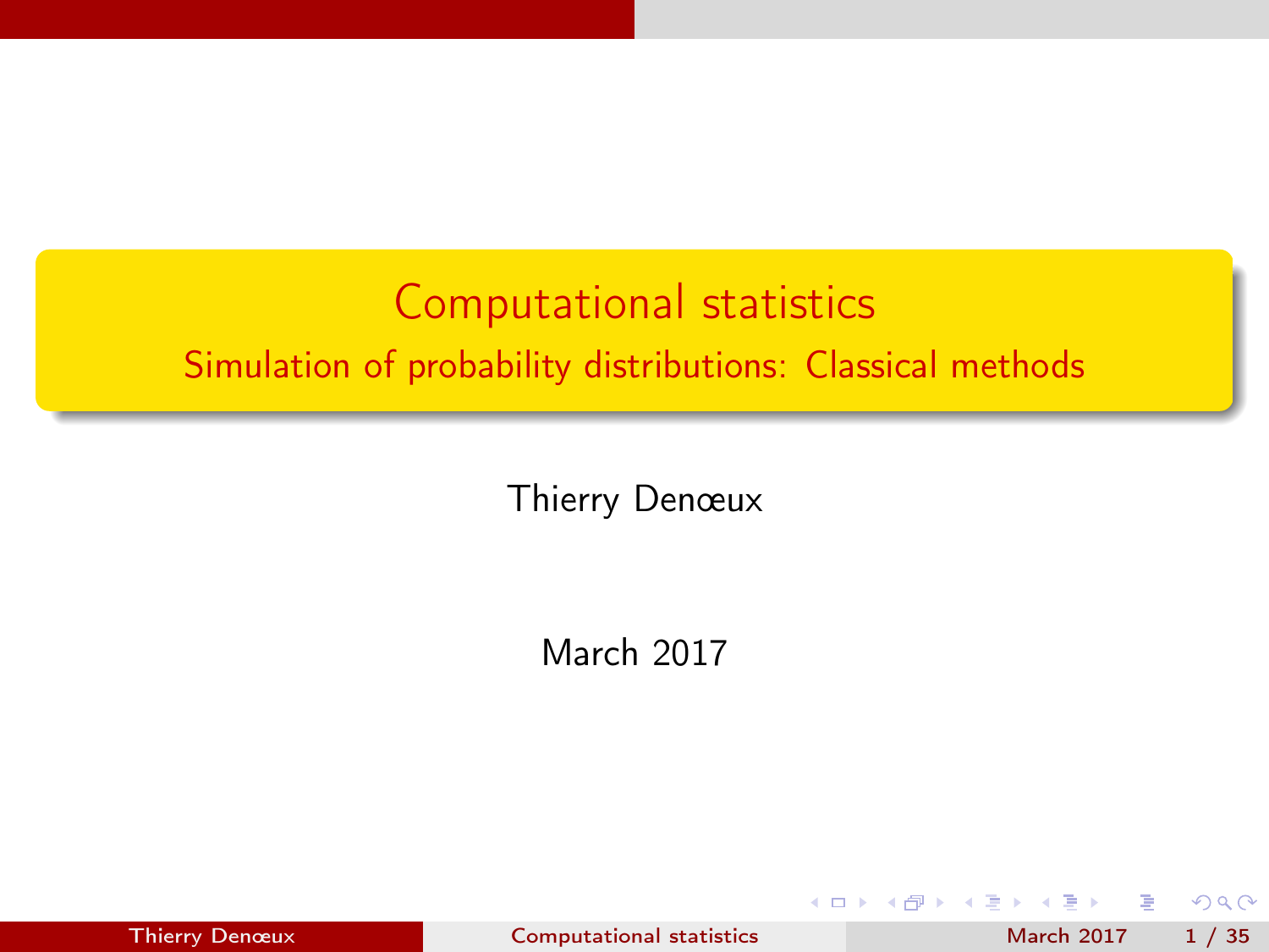# Computational statistics

## Simulation of probability distributions: Classical methods

Thierry Denœux

March 2017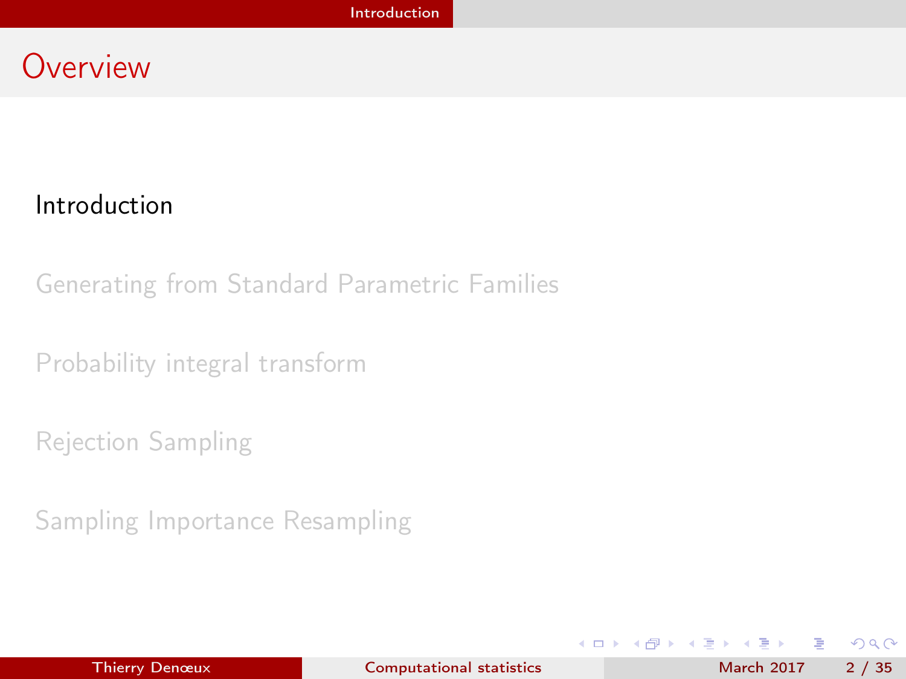# Overview

Introduction

Generating from Standard Parametric Families

Probability integral transform

Rejection Sampling

Sampling Importance Resampling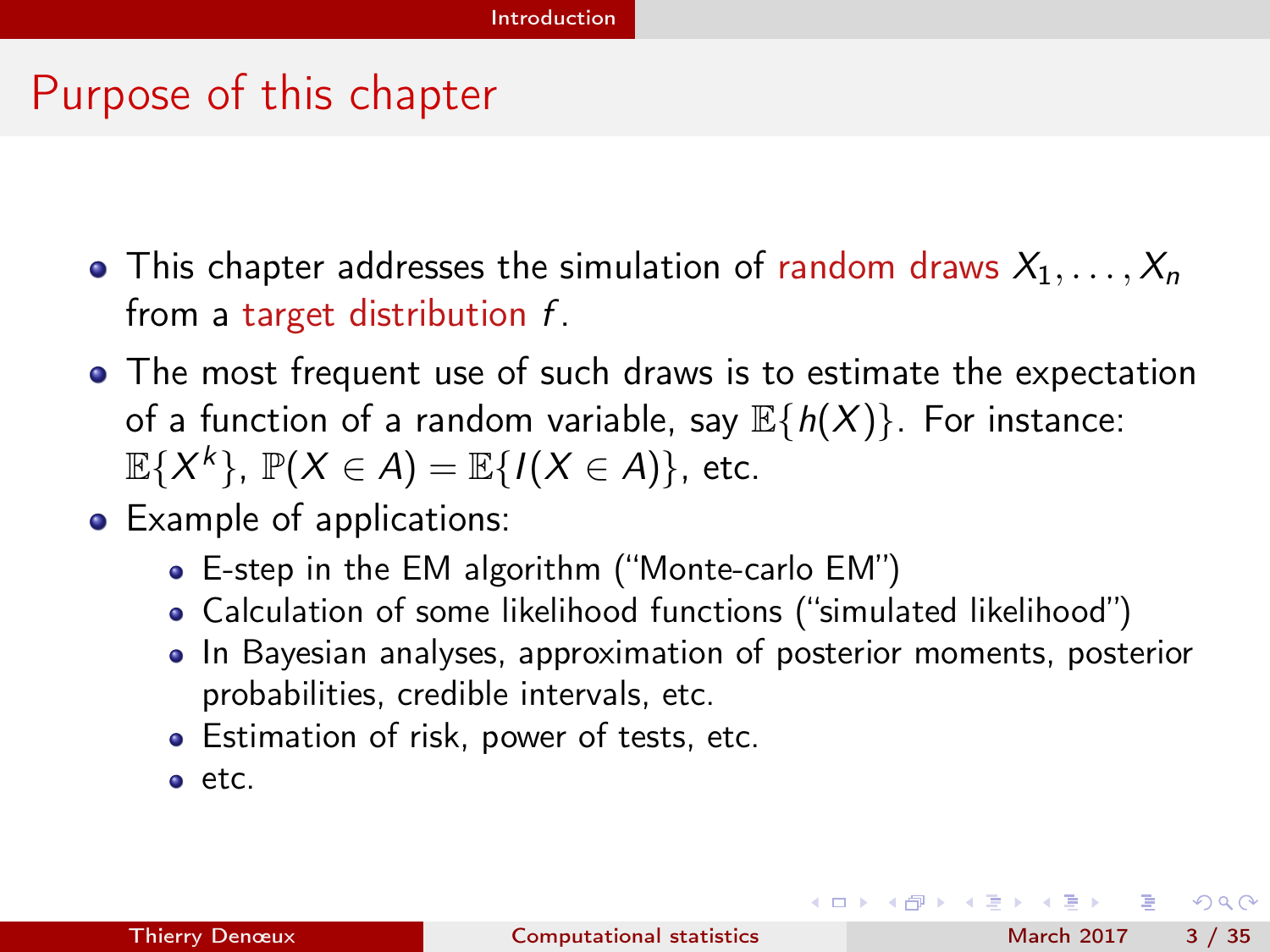# Purpose of this chapter

- This chapter addresses the simulation of random draws $X_1, \ldots, X_n$ from a target distribution $f$.
- The most frequent use of such draws is to estimate the expectation of a function of a random variable, say $\mathbb{E}\{h(X)\}$. For instance: $\mathbb{E}\{X^k\}$, $\mathbb{P}(X \in A) = \mathbb{E}\{I(X \in A)\}$, etc.
- Example of applications:
  - E-step in the EM algorithm ("Monte-carlo EM")
  - Calculation of some likelihood functions ("simulated likelihood")
  - In Bayesian analyses, approximation of posterior moments, posterior probabilities, credible intervals, etc.
  - Estimation of risk, power of tests, etc.
  - etc.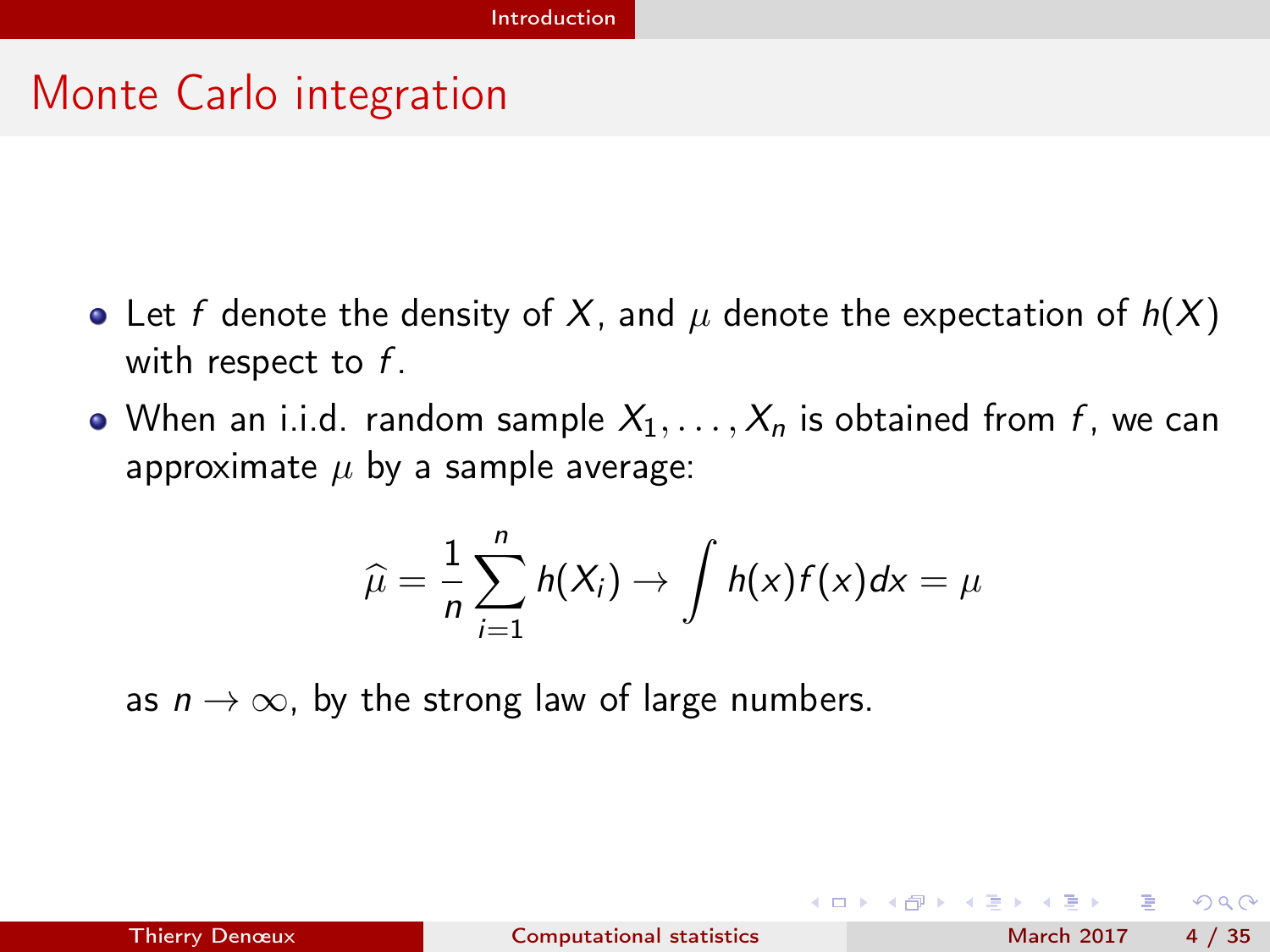# Monte Carlo integration

- Let $f$ denote the density of $X$, and $\mu$ denote the expectation of $h(X)$ with respect to $f$.
- When an i.i.d. random sample $X_1, \ldots, X_n$ is obtained from $f$, we can approximate $\mu$ by a sample average:

$$\widehat{\mu} = \frac{1}{n} \sum_{i=1}^{n} h(X_i) \rightarrow \int h(x) f(x) dx = \mu$$

as $n \rightarrow \infty$, by the strong law of large numbers.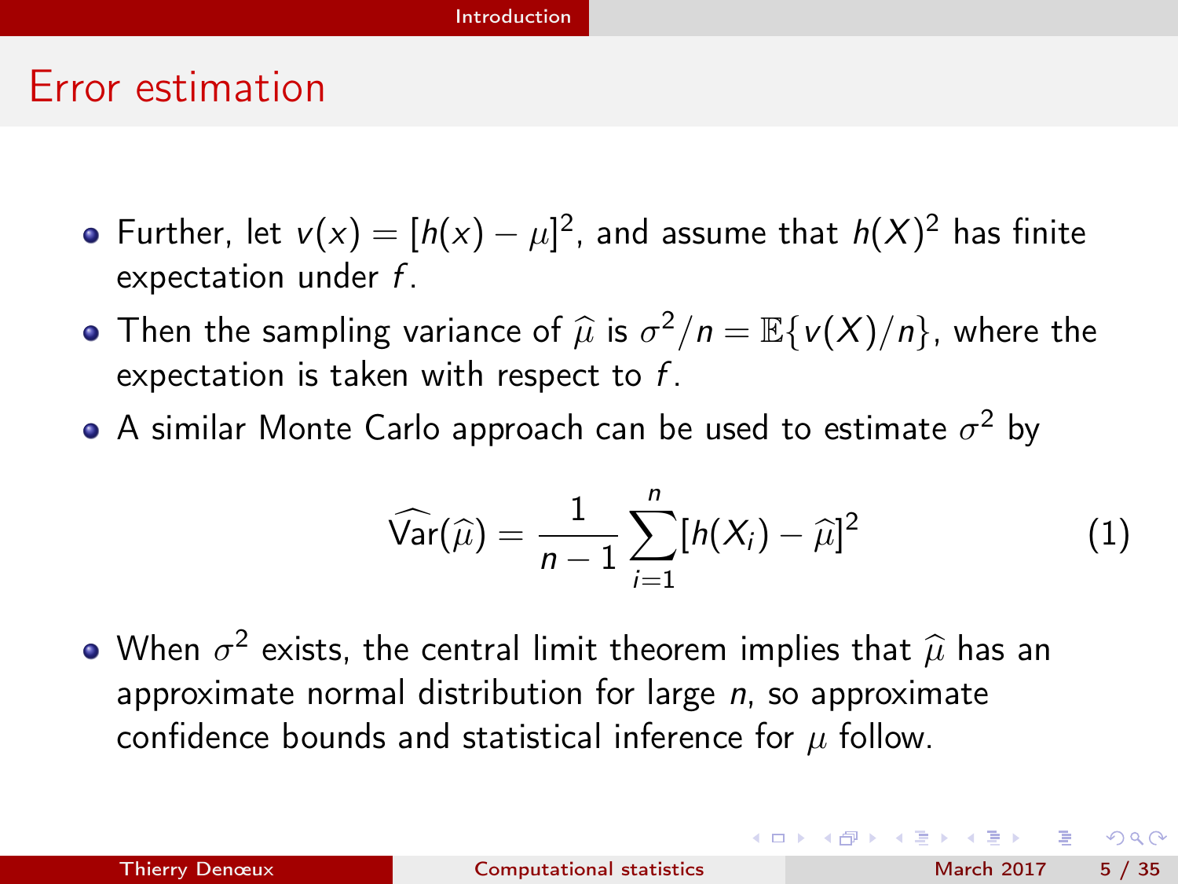## Error estimation

- Further, let $v(x) = [h(x) - \mu]^2$, and assume that $h(X)^2$ has finite expectation under $f$.
- Then the sampling variance of $\widehat{\mu}$ is $\sigma^2/n = \mathbb{E}\{v(X)/n\}$, where the expectation is taken with respect to $f$.
- A similar Monte Carlo approach can be used to estimate $\sigma^2$ by

$$\widehat{\text{Var}}(\widehat{\mu}) = \frac{1}{n-1} \sum_{i=1}^{n} [h(X_i) - \widehat{\mu}]^2 \tag{1}$$

- When $\sigma^2$ exists, the central limit theorem implies that $\widehat{\mu}$ has an approximate normal distribution for large $n$, so approximate confidence bounds and statistical inference for $\mu$ follow.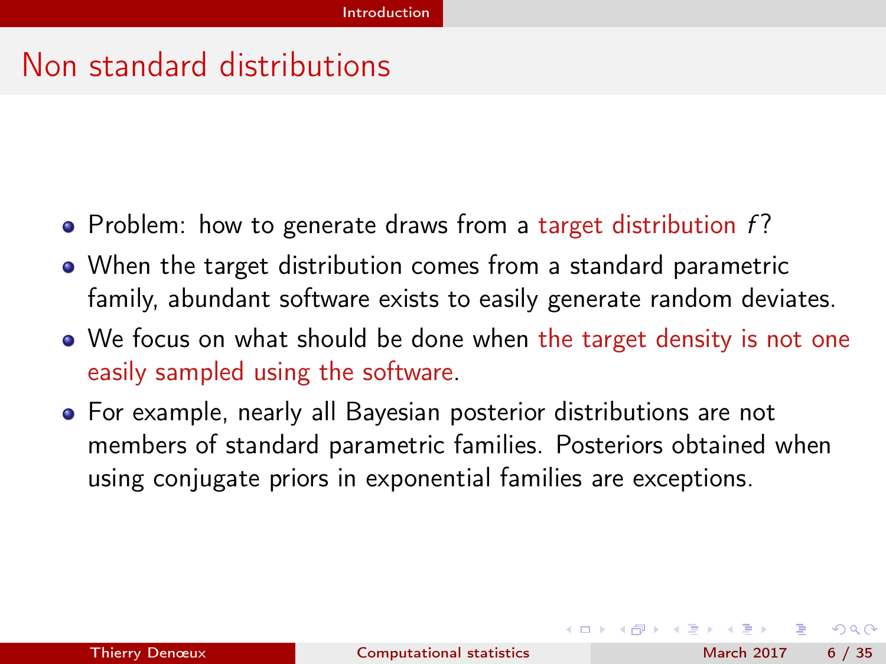## Non standard distributions

- Problem: how to generate draws from a target distribution $f$?
- When the target distribution comes from a standard parametric family, abundant software exists to easily generate random deviates.
- We focus on what should be done when the target density is not one easily sampled using the software.
- For example, nearly all Bayesian posterior distributions are not members of standard parametric families. Posteriors obtained when using conjugate priors in exponential families are exceptions.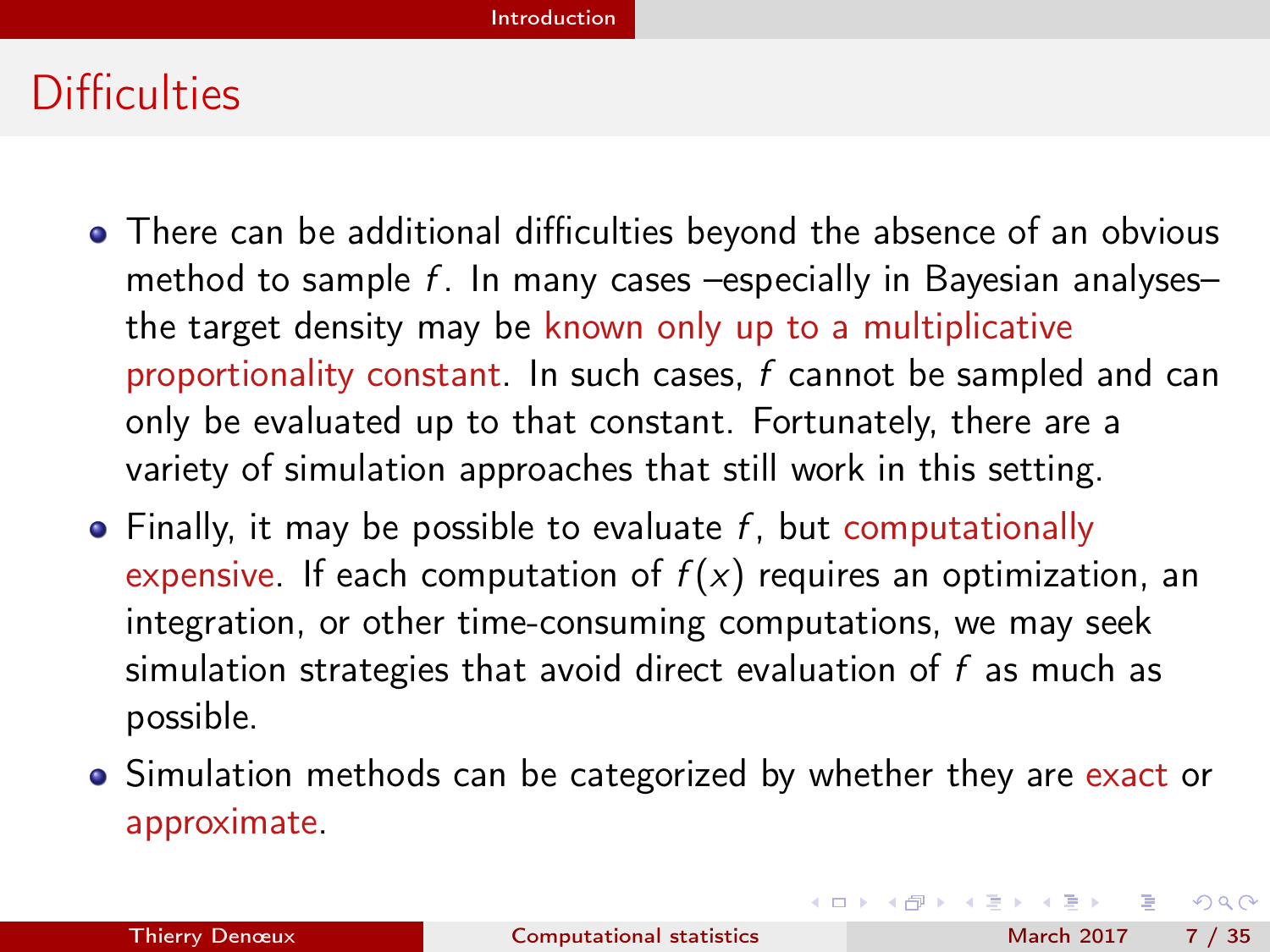## Difficulties

- There can be additional difficulties beyond the absence of an obvious method to sample $f$. In many cases –especially in Bayesian analyses– the target density may be known only up to a multiplicative proportionality constant. In such cases, $f$ cannot be sampled and can only be evaluated up to that constant. Fortunately, there are a variety of simulation approaches that still work in this setting.
- Finally, it may be possible to evaluate $f$, but computationally expensive. If each computation of $f(x)$ requires an optimization, an integration, or other time-consuming computations, we may seek simulation strategies that avoid direct evaluation of $f$ as much as possible.
- Simulation methods can be categorized by whether they are exact or approximate.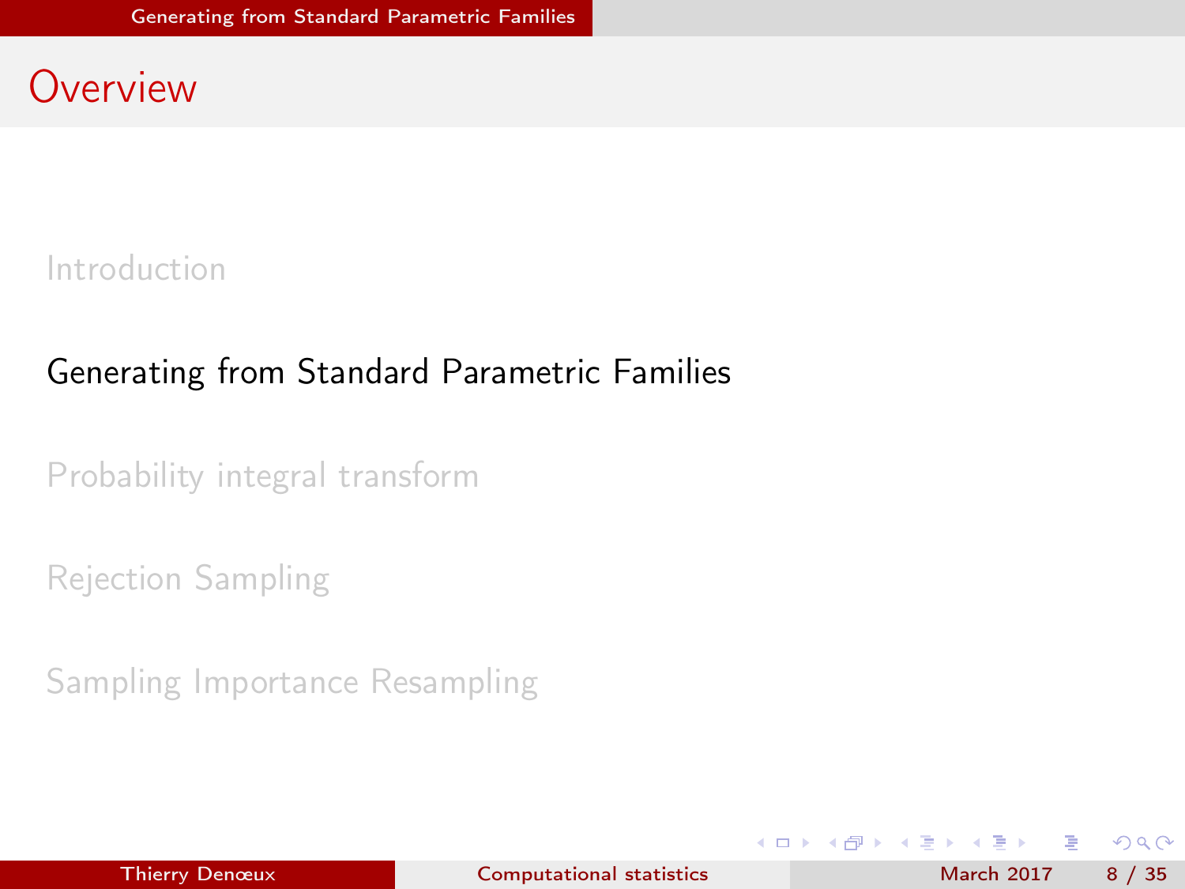# Overview

- Introduction
- Generating from Standard Parametric Families
- Probability integral transform
- Rejection Sampling
- Sampling Importance Resampling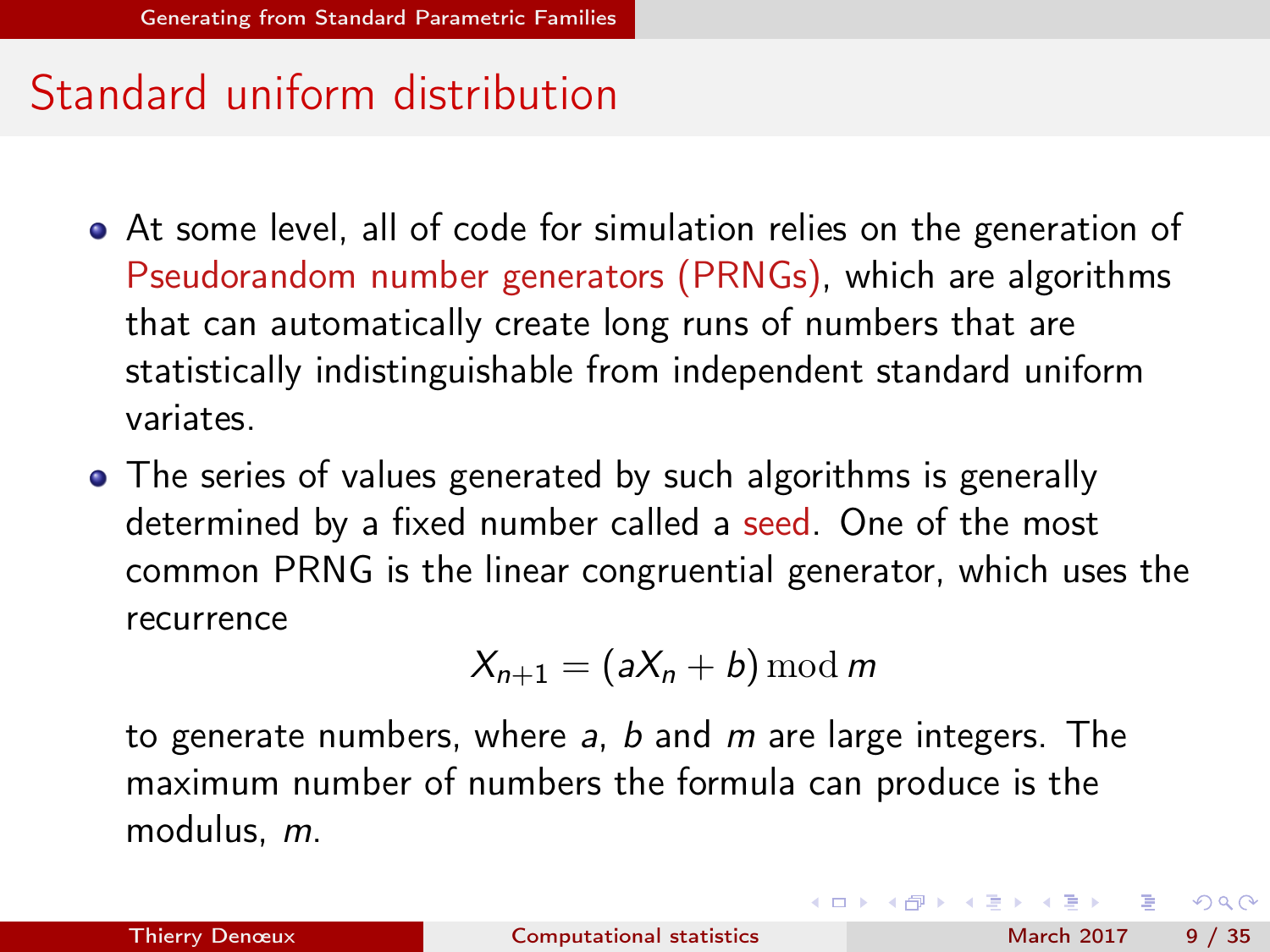## Standard uniform distribution

- At some level, all of code for simulation relies on the generation of Pseudorandom number generators (PRNGs), which are algorithms that can automatically create long runs of numbers that are statistically indistinguishable from independent standard uniform variates.
- The series of values generated by such algorithms is generally determined by a fixed number called a seed. One of the most common PRNG is the linear congruential generator, which uses the recurrence

$$X_{n+1} = (aX_n + b) \bmod m$$

  to generate numbers, where $a$, $b$ and $m$ are large integers. The maximum number of numbers the formula can produce is the modulus, $m$.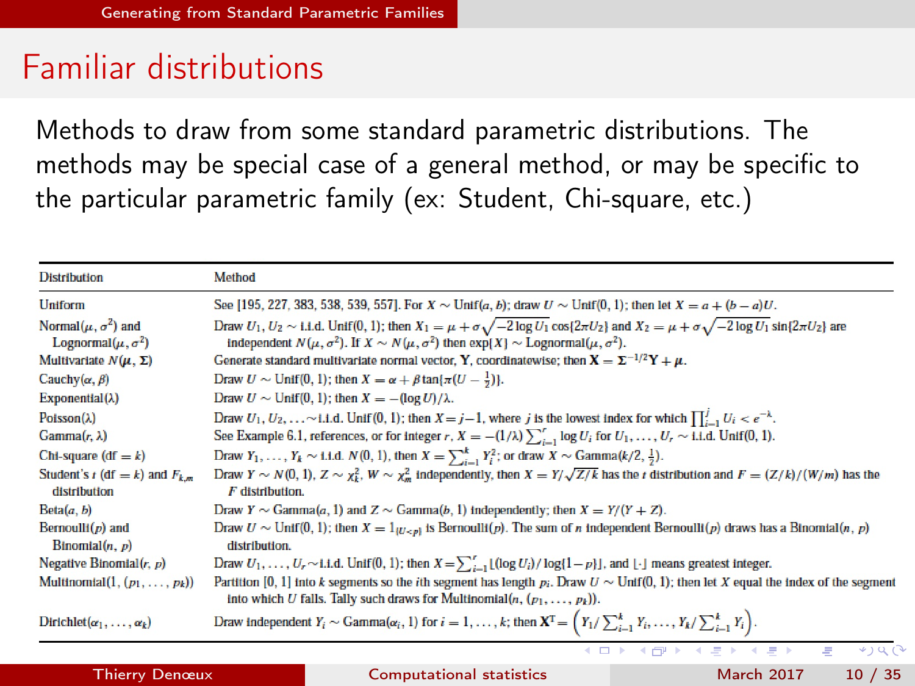# Familiar distributions

Methods to draw from some standard parametric distributions. The methods may be special case of a general method, or may be specific to the particular parametric family (ex: Student, Chi-square, etc.)

| Distribution | Method |
|---|---|
| Uniform | See [195, 227, 383, 538, 539, 557]. For $X \sim \text{Unif}(a, b)$; draw $U \sim \text{Unif}(0, 1)$; then let $X = a + (b - a)U$. |
| Normal$(\mu, \sigma^2)$ and Lognormal$(\mu, \sigma^2)$ | Draw $U_1, U_2 \sim$ i.i.d. Unif(0, 1); then $X_1 = \mu + \sigma\sqrt{-2\log U_1}\cos\{2\pi U_2\}$ and $X_2 = \mu + \sigma\sqrt{-2\log U_1}\sin\{2\pi U_2\}$ are independent $N(\mu, \sigma^2)$. If $X \sim N(\mu, \sigma^2)$ then $\exp\{X\} \sim \text{Lognormal}(\mu, \sigma^2)$. |
| Multivariate $N(\boldsymbol{\mu}, \boldsymbol{\Sigma})$ | Generate standard multivariate normal vector, $\mathbf{Y}$, coordinatewise; then $\mathbf{X} = \boldsymbol{\Sigma}^{-1/2}\mathbf{Y} + \boldsymbol{\mu}$. |
| Cauchy$(\alpha, \beta)$ | Draw $U \sim \text{Unif}(0, 1)$; then $X = \alpha + \beta\tan\{\pi(U - \frac{1}{2})\}$. |
| Exponential$(\lambda)$ | Draw $U \sim \text{Unif}(0, 1)$; then $X = -(\log U)/\lambda$. |
| Poisson$(\lambda)$ | Draw $U_1, U_2, \ldots \sim$ i.i.d. Unif(0, 1); then $X = j-1$, where $j$ is the lowest index for which $\prod_{i=1}^{j} U_i < e^{-\lambda}$. |
| Gamma$(r, \lambda)$ | See Example 6.1, references, or for integer $r$, $X = -(1/\lambda)\sum_{i=1}^{r}\log U_i$ for $U_1, \ldots, U_r \sim$ i.i.d. Unif(0, 1). |
| Chi-square (df $= k$) | Draw $Y_1, \ldots, Y_k \sim$ i.i.d. $N(0, 1)$, then $X = \sum_{i=1}^{k} Y_i^2$; or draw $X \sim \text{Gamma}(k/2, \frac{1}{2})$. |
| Student's $t$ (df $= k$) and $F_{k,m}$ distribution | Draw $Y \sim N(0, 1)$, $Z \sim \chi^2_k$, $W \sim \chi^2_m$ independently, then $X = Y/\sqrt{Z/k}$ has the $t$ distribution and $F = (Z/k)/(W/m)$ has the $F$ distribution. |
| Beta$(a, b)$ | Draw $Y \sim \text{Gamma}(a, 1)$ and $Z \sim \text{Gamma}(b, 1)$ independently; then $X = Y/(Y + Z)$. |
| Bernoulli$(p)$ and Binomial$(n, p)$ | Draw $U \sim \text{Unif}(0, 1)$; then $X = 1_{\{U<p\}}$ is Bernoulli$(p)$. The sum of $n$ independent Bernoulli$(p)$ draws has a Binomial$(n, p)$ distribution. |
| Negative Binomial$(r, p)$ | Draw $U_1, \ldots, U_r \sim$ i.i.d. Unif(0, 1); then $X = \sum_{i=1}^{r}\lfloor(\log U_i)/\log\{1-p\}\rfloor$, and $\lfloor\cdot\rfloor$ means greatest integer. |
| Multinomial$(1, (p_1, \ldots, p_k))$ | Partition [0, 1] into $k$ segments so the $i$th segment has length $p_i$. Draw $U \sim \text{Unif}(0, 1)$; then let $X$ equal the index of the segment into which $U$ falls. Tally such draws for Multinomial$(n, (p_1, \ldots, p_k))$. |
| Dirichlet$(\alpha_1, \ldots, \alpha_k)$ | Draw independent $Y_i \sim \text{Gamma}(\alpha_i, 1)$ for $i = 1, \ldots, k$; then $\mathbf{X}^T = \left(Y_1/\sum_{i=1}^{k} Y_i, \ldots, Y_k/\sum_{i=1}^{k} Y_i\right)$. |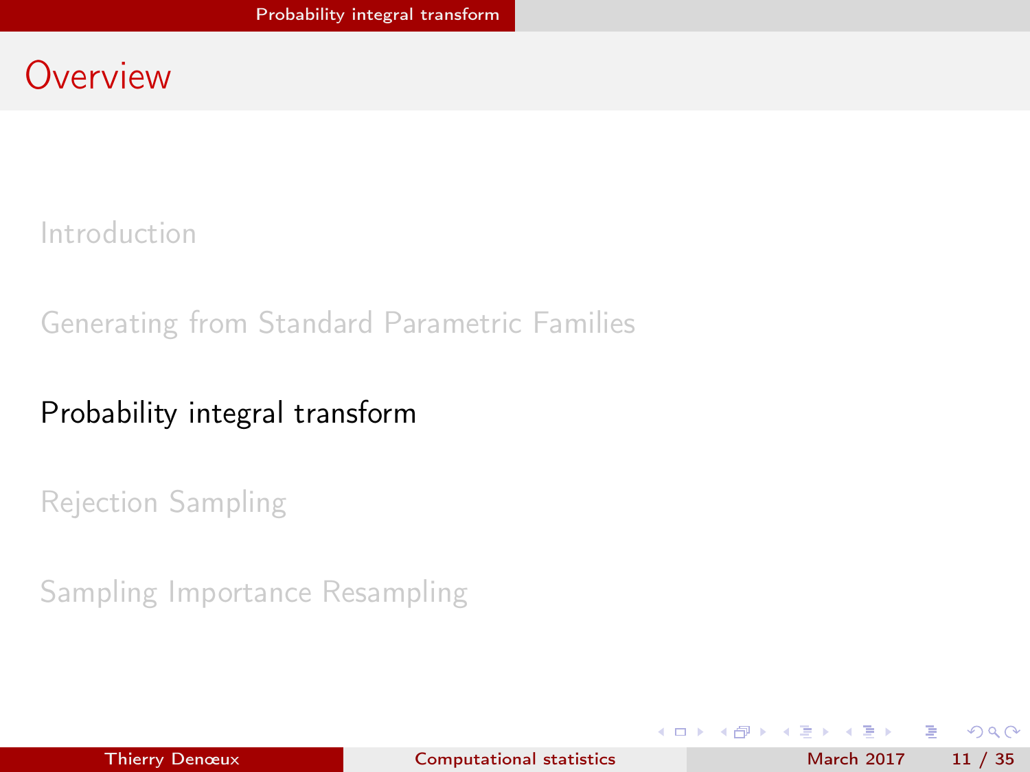# Overview

- Introduction
- Generating from Standard Parametric Families
- **Probability integral transform**
- Rejection Sampling
- Sampling Importance Resampling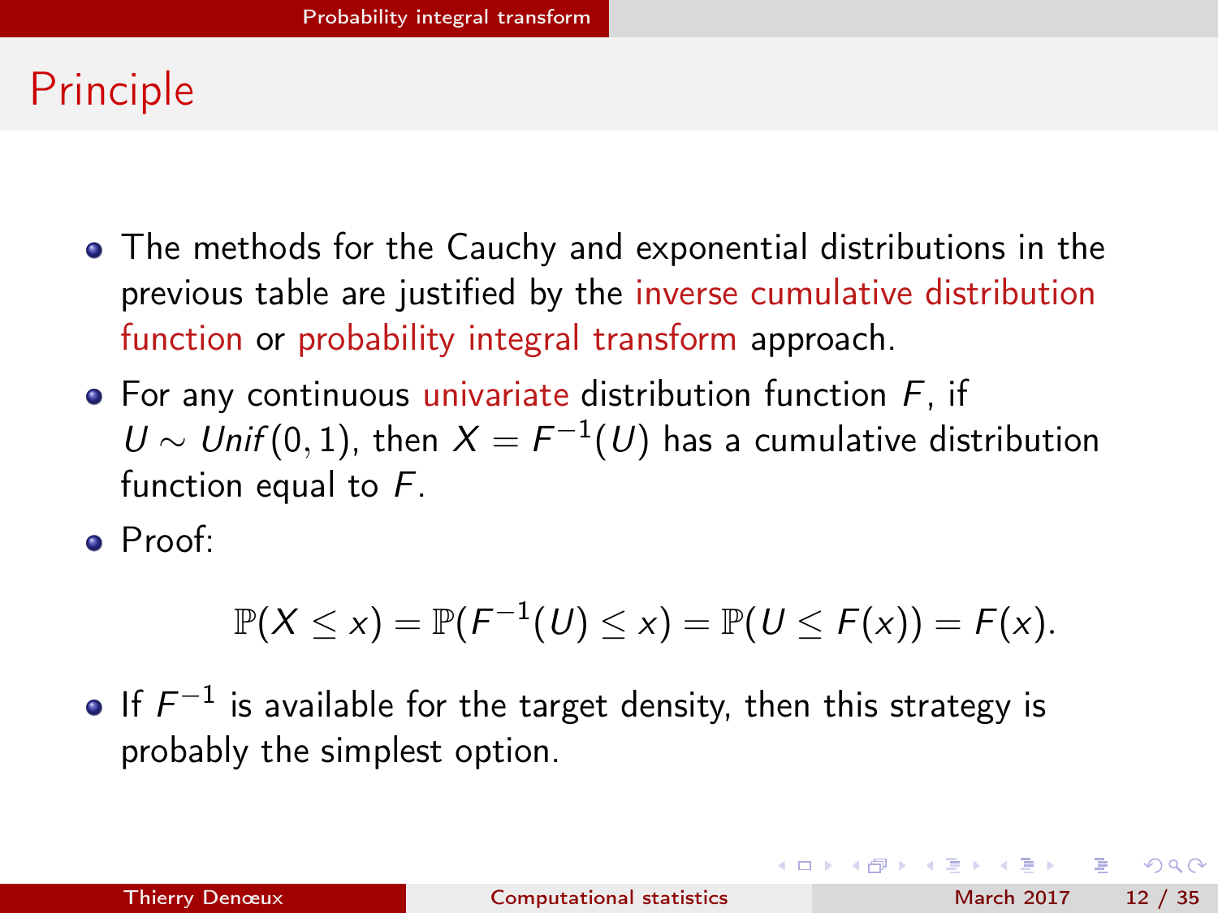# Principle

- The methods for the Cauchy and exponential distributions in the previous table are justified by the inverse cumulative distribution function or probability integral transform approach.
- For any continuous univariate distribution function $F$, if $U \sim Unif(0, 1)$, then $X = F^{-1}(U)$ has a cumulative distribution function equal to $F$.
- Proof:

$$\mathbb{P}(X \leq x) = \mathbb{P}(F^{-1}(U) \leq x) = \mathbb{P}(U \leq F(x)) = F(x).$$

- If $F^{-1}$ is available for the target density, then this strategy is probably the simplest option.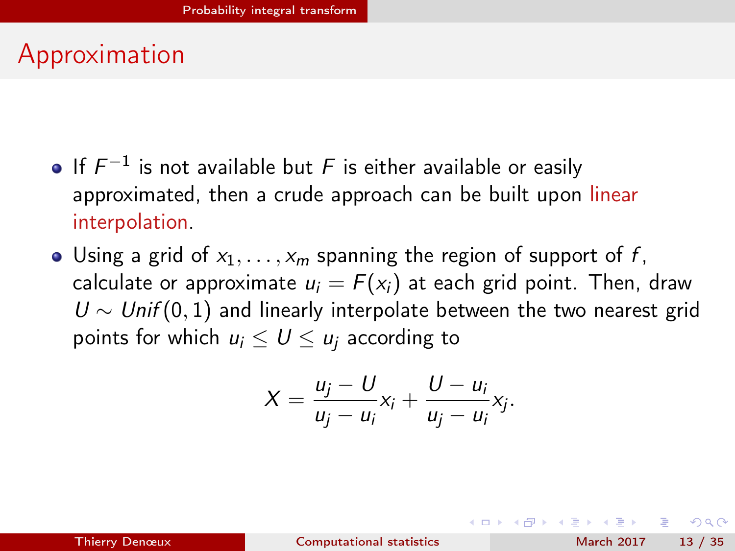## Approximation

- If $F^{-1}$ is not available but $F$ is either available or easily approximated, then a crude approach can be built upon linear interpolation.
- Using a grid of $x_1, \ldots, x_m$ spanning the region of support of $f$, calculate or approximate $u_i = F(x_i)$ at each grid point. Then, draw $U \sim Unif(0,1)$ and linearly interpolate between the two nearest grid points for which $u_i \leq U \leq u_j$ according to

$$X = \frac{u_j - U}{u_j - u_i} x_i + \frac{U - u_i}{u_j - u_i} x_j.$$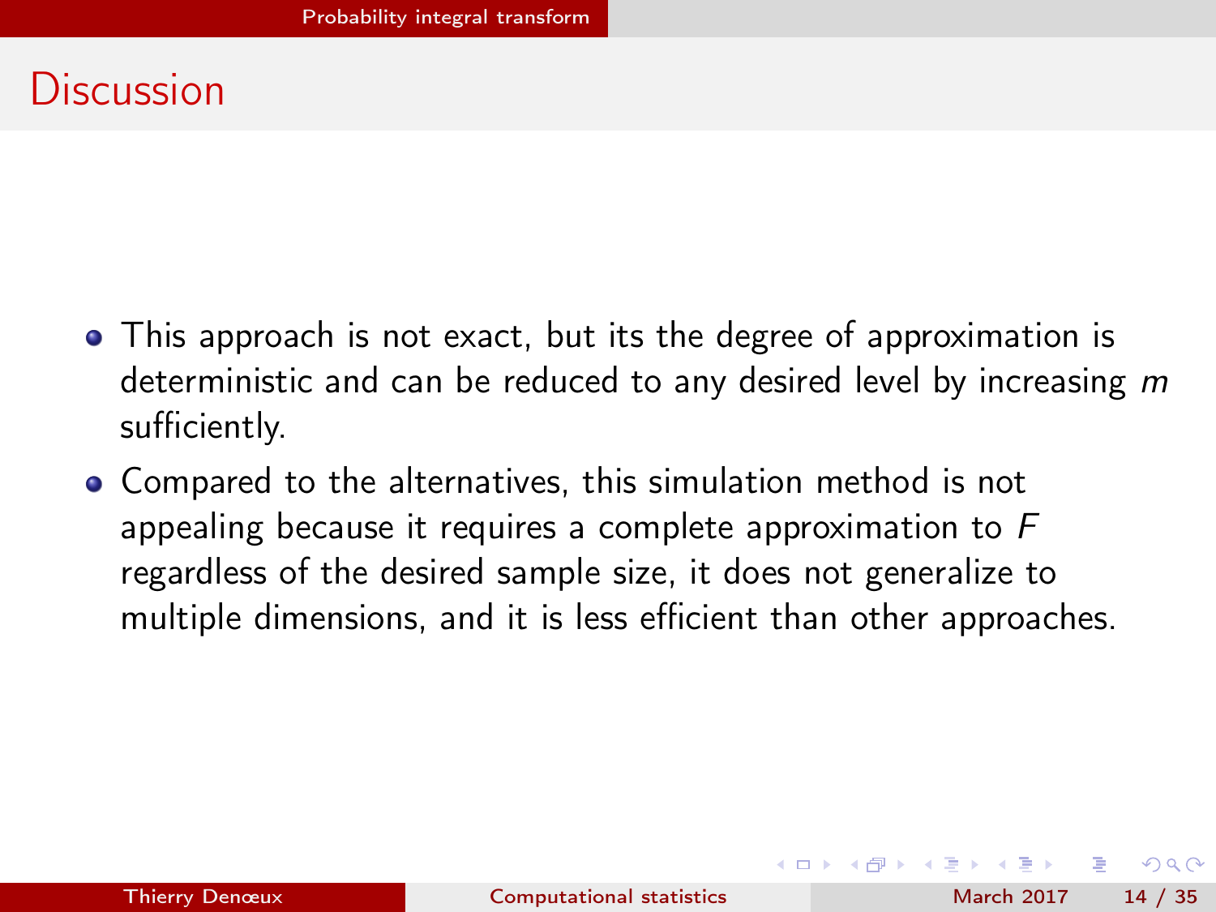# Discussion

- This approach is not exact, but its the degree of approximation is deterministic and can be reduced to any desired level by increasing $m$ sufficiently.
- Compared to the alternatives, this simulation method is not appealing because it requires a complete approximation to $F$ regardless of the desired sample size, it does not generalize to multiple dimensions, and it is less efficient than other approaches.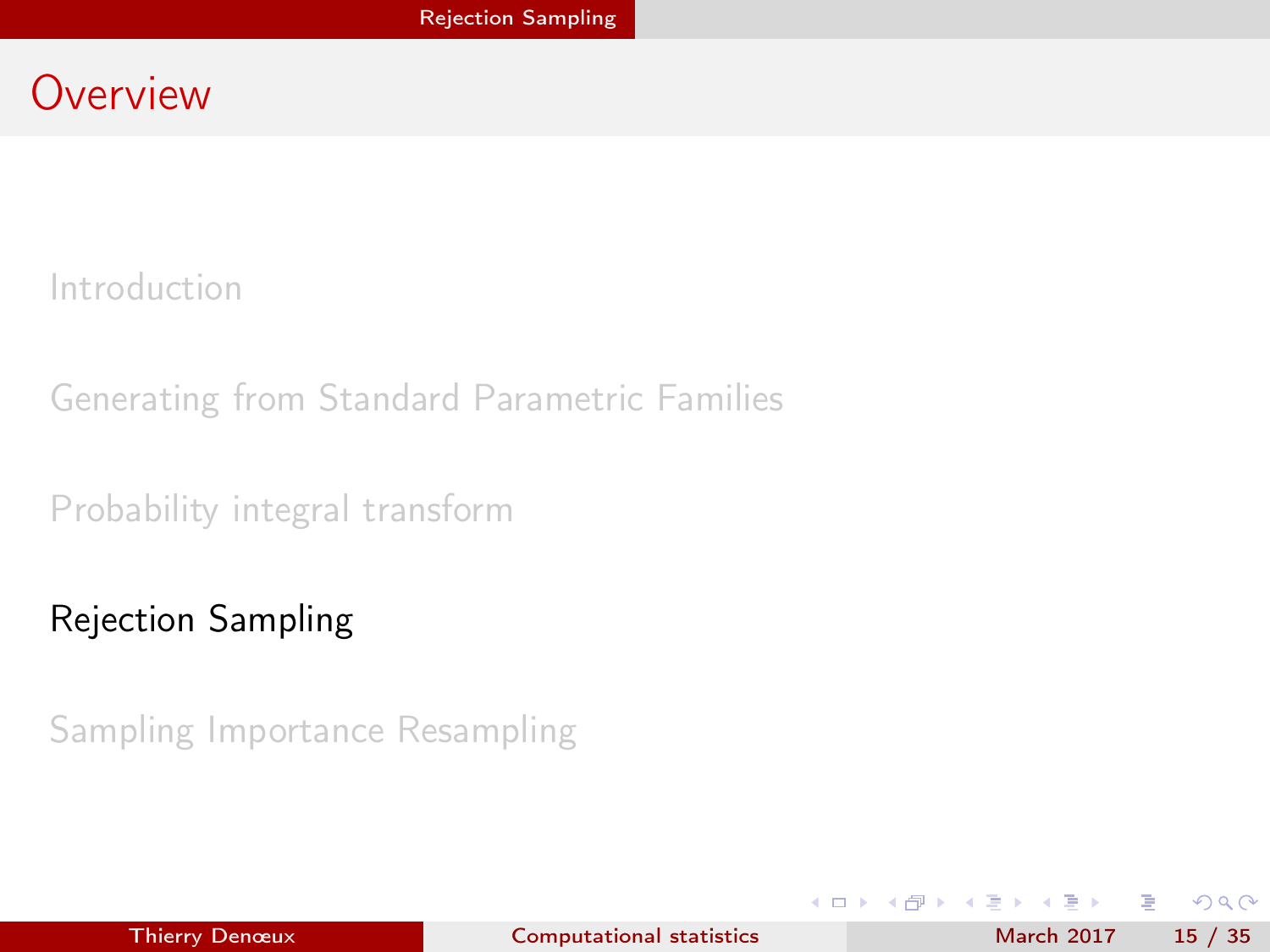# Overview

- Introduction
- Generating from Standard Parametric Families
- Probability integral transform
- **Rejection Sampling**
- Sampling Importance Resampling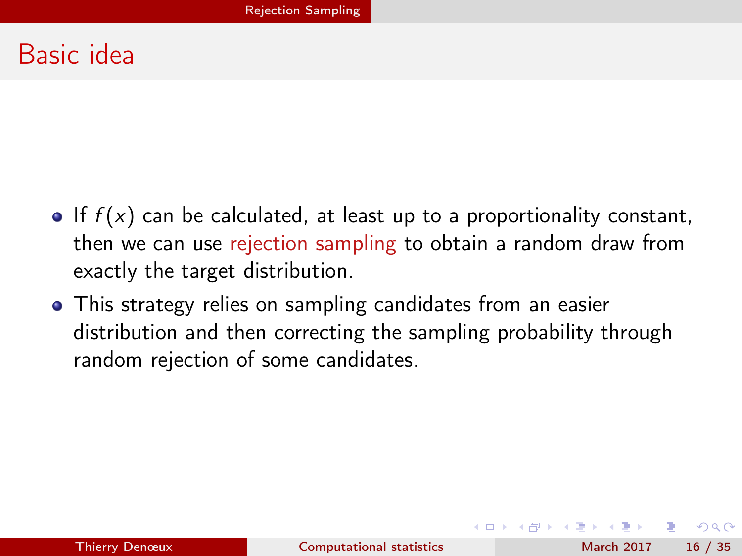# Basic idea

- If $f(x)$ can be calculated, at least up to a proportionality constant, then we can use rejection sampling to obtain a random draw from exactly the target distribution.
- This strategy relies on sampling candidates from an easier distribution and then correcting the sampling probability through random rejection of some candidates.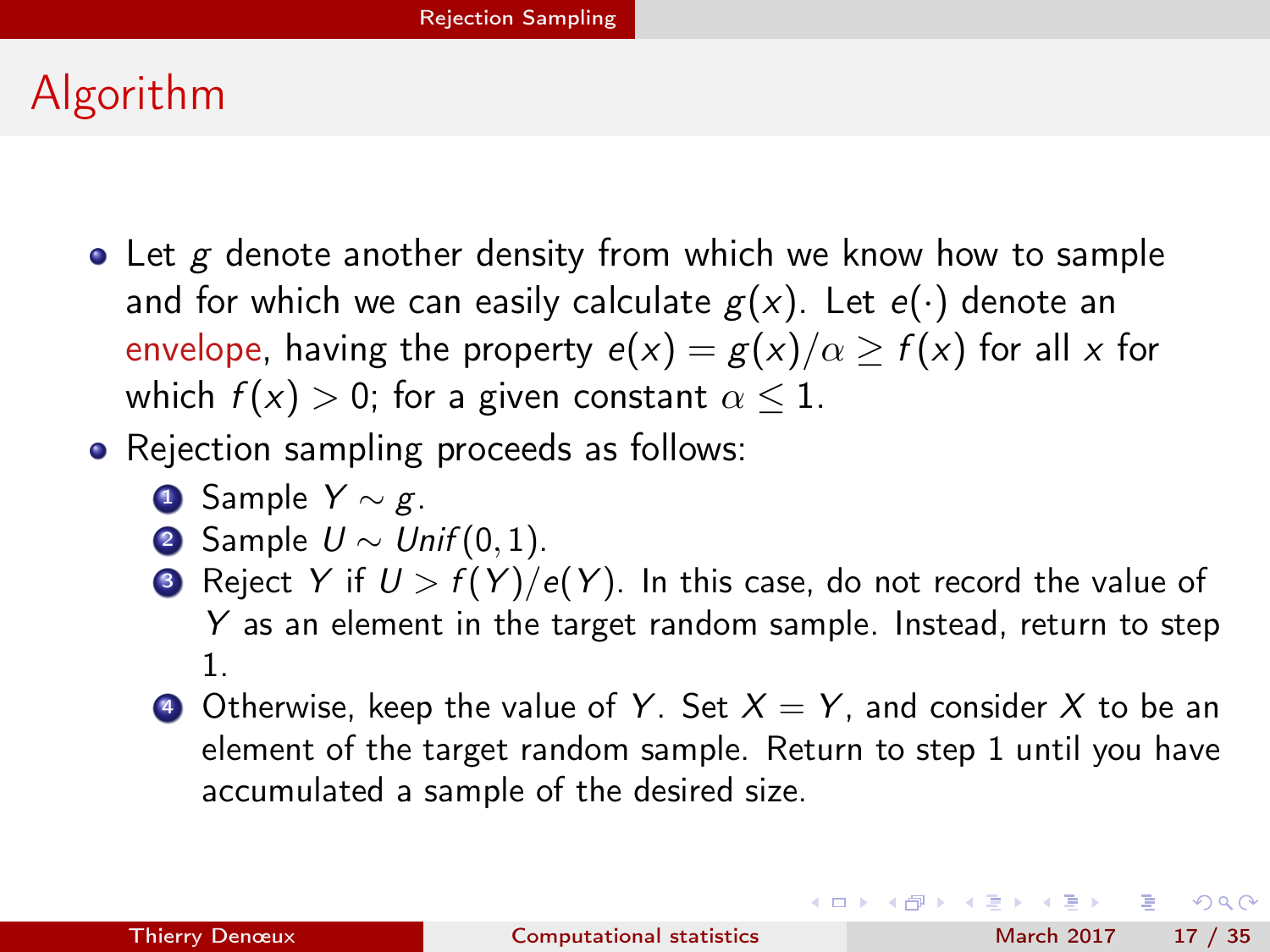## Algorithm

- Let $g$ denote another density from which we know how to sample and for which we can easily calculate $g(x)$. Let $e(\cdot)$ denote an envelope, having the property $e(x) = g(x)/\alpha \geq f(x)$ for all $x$ for which $f(x) > 0$; for a given constant $\alpha \leq 1$.
- Rejection sampling proceeds as follows:
  1. Sample $Y \sim g$.
  2. Sample $U \sim Unif(0, 1)$.
  3. Reject $Y$ if $U > f(Y)/e(Y)$. In this case, do not record the value of $Y$ as an element in the target random sample. Instead, return to step 1.
  4. Otherwise, keep the value of $Y$. Set $X = Y$, and consider $X$ to be an element of the target random sample. Return to step 1 until you have accumulated a sample of the desired size.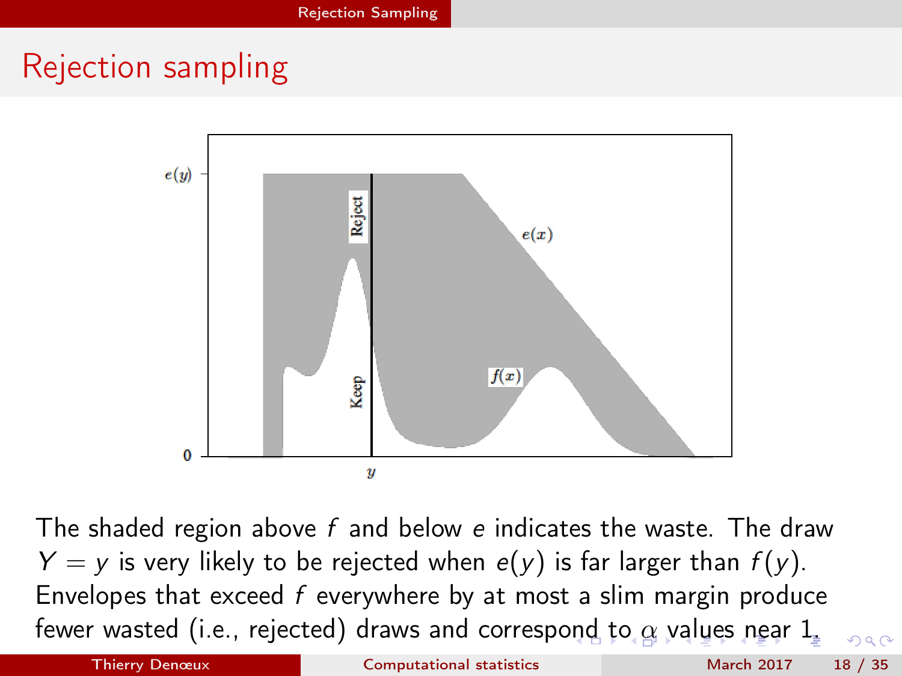# Rejection sampling

The shaded region above $f$ and below $e$ indicates the waste. The draw $Y = y$ is very likely to be rejected when $e(y)$ is far larger than $f(y)$. Envelopes that exceed $f$ everywhere by at most a slim margin produce fewer wasted (i.e., rejected) draws and correspond to $\alpha$ values near 1.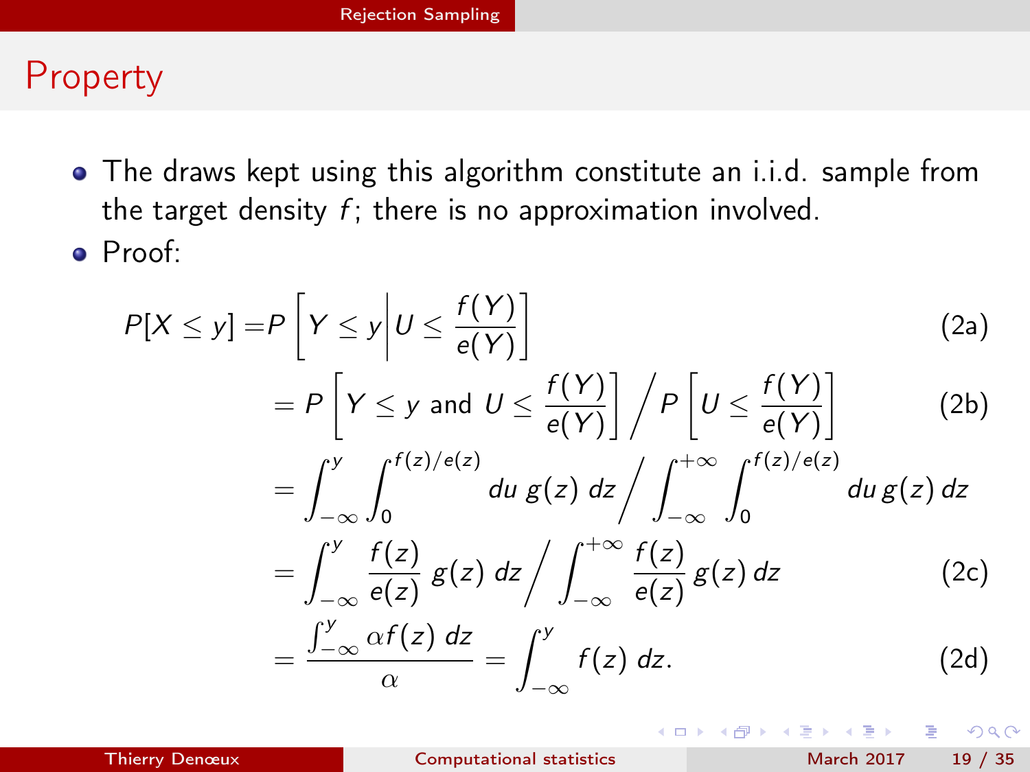## Property

- The draws kept using this algorithm constitute an i.i.d. sample from the target density $f$; there is no approximation involved.
- Proof:

$$
\begin{aligned}
P[X \leq y] =& P\left[ Y \leq y \middle| U \leq \frac{f(Y)}{e(Y)} \right] && \text{(2a)} \\
=& P\left[ Y \leq y \text{ and } U \leq \frac{f(Y)}{e(Y)} \right] \Big/ P\left[ U \leq \frac{f(Y)}{e(Y)} \right] && \text{(2b)} \\
=& \int_{-\infty}^{y} \int_{0}^{f(z)/e(z)} du \, g(z) \, dz \Big/ \int_{-\infty}^{+\infty} \int_{0}^{f(z)/e(z)} du \, g(z) \, dz \\
=& \int_{-\infty}^{y} \frac{f(z)}{e(z)} g(z) \, dz \Big/ \int_{-\infty}^{+\infty} \frac{f(z)}{e(z)} g(z) \, dz && \text{(2c)} \\
=& \frac{\int_{-\infty}^{y} \alpha f(z) \, dz}{\alpha} = \int_{-\infty}^{y} f(z) \, dz. && \text{(2d)}
\end{aligned}
$$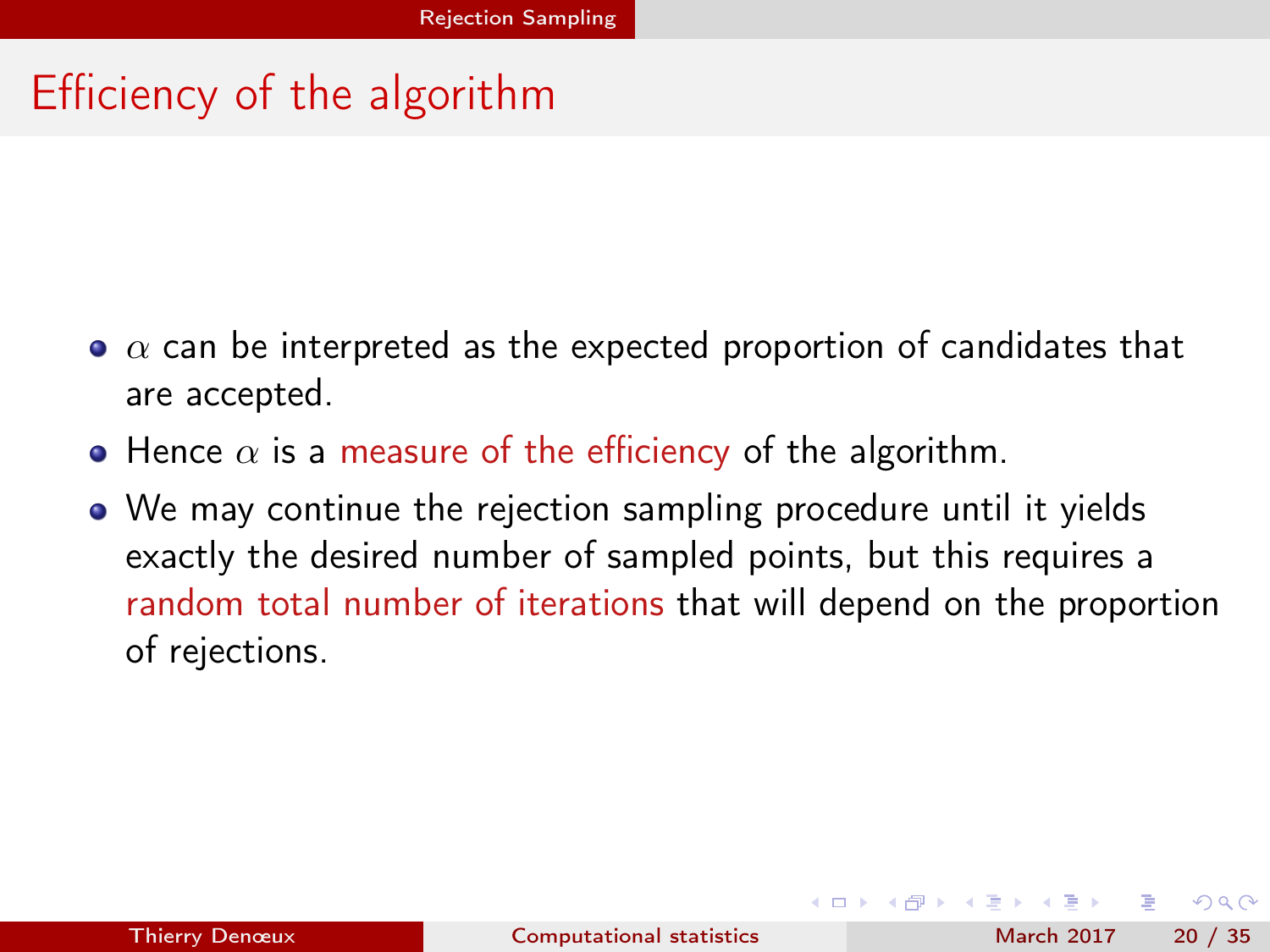# Efficiency of the algorithm

- $\alpha$ can be interpreted as the expected proportion of candidates that are accepted.
- Hence $\alpha$ is a measure of the efficiency of the algorithm.
- We may continue the rejection sampling procedure until it yields exactly the desired number of sampled points, but this requires a random total number of iterations that will depend on the proportion of rejections.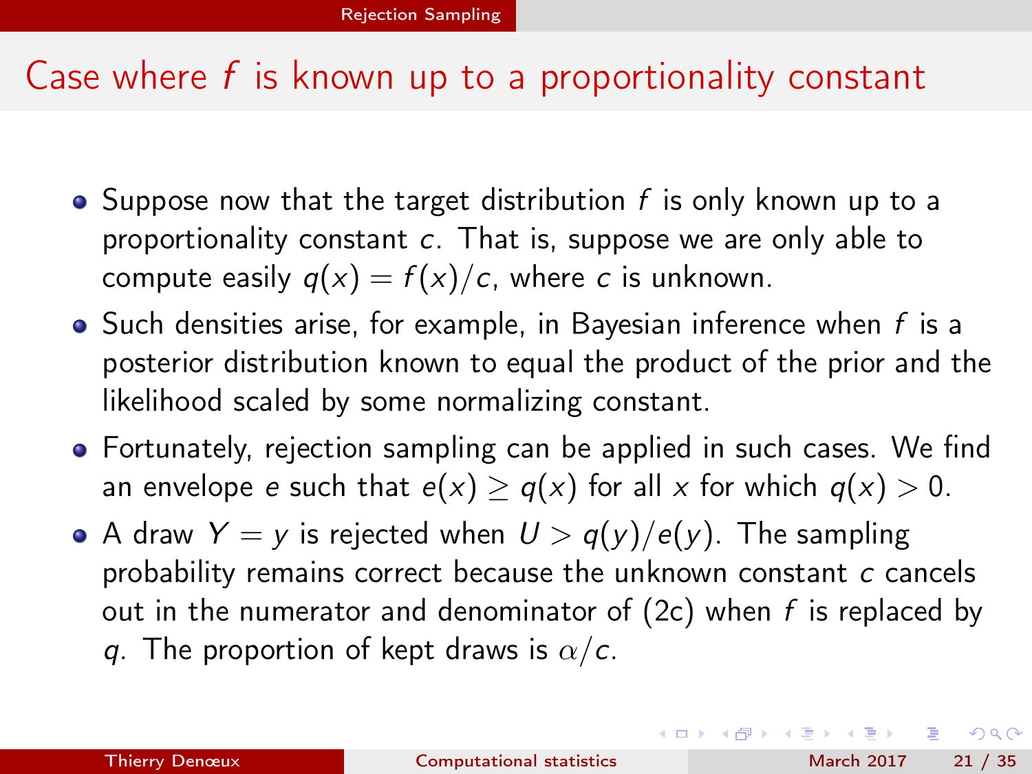# Case where $f$ is known up to a proportionality constant

- Suppose now that the target distribution $f$ is only known up to a proportionality constant $c$. That is, suppose we are only able to compute easily $q(x) = f(x)/c$, where $c$ is unknown.
- Such densities arise, for example, in Bayesian inference when $f$ is a posterior distribution known to equal the product of the prior and the likelihood scaled by some normalizing constant.
- Fortunately, rejection sampling can be applied in such cases. We find an envelope $e$ such that $e(x) \geq q(x)$ for all $x$ for which $q(x) > 0$.
- A draw $Y = y$ is rejected when $U > q(y)/e(y)$. The sampling probability remains correct because the unknown constant $c$ cancels out in the numerator and denominator of (2c) when $f$ is replaced by $q$. The proportion of kept draws is $\alpha/c$.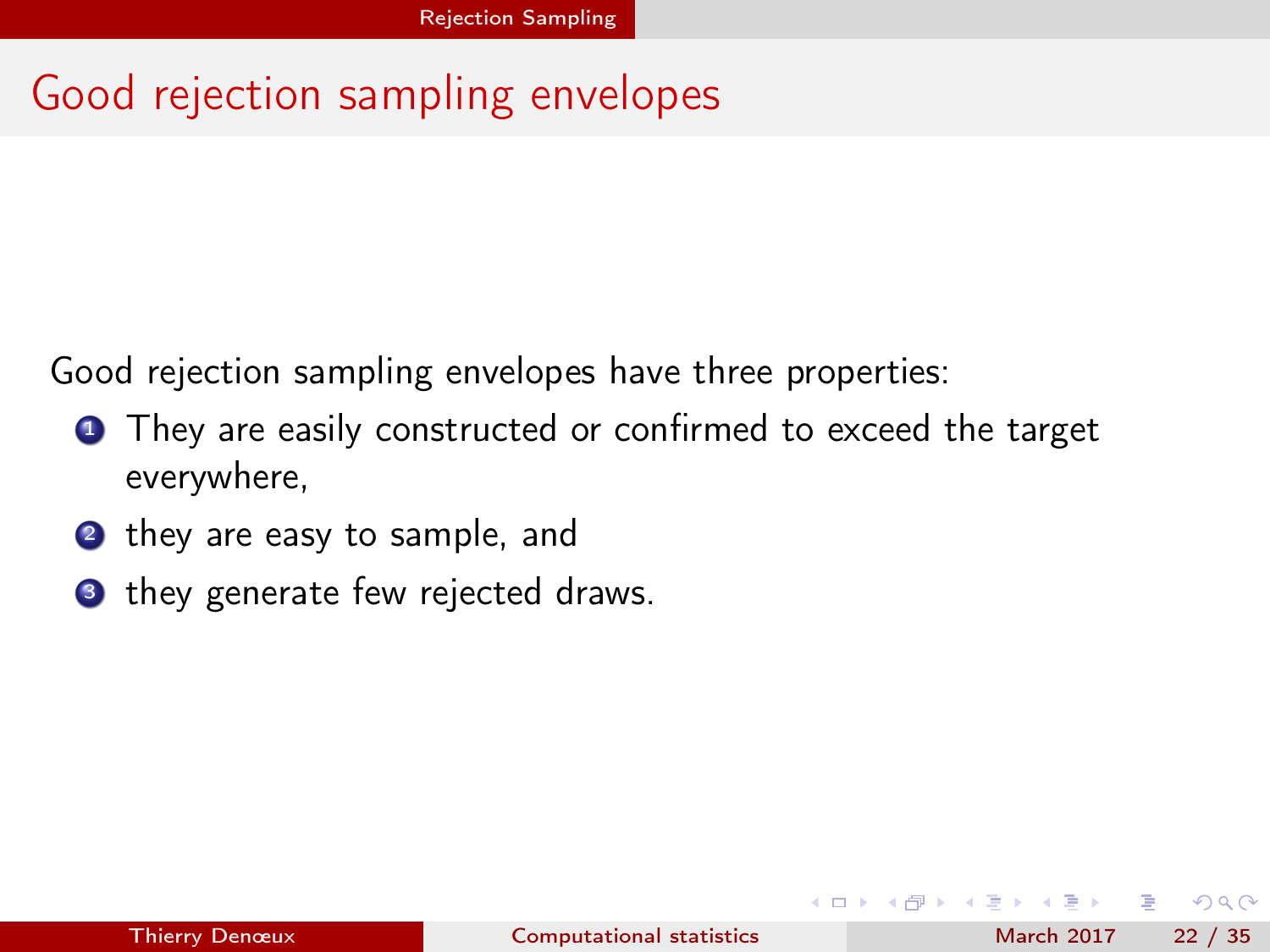# Good rejection sampling envelopes

Good rejection sampling envelopes have three properties:

1. They are easily constructed or confirmed to exceed the target everywhere,
2. they are easy to sample, and
3. they generate few rejected draws.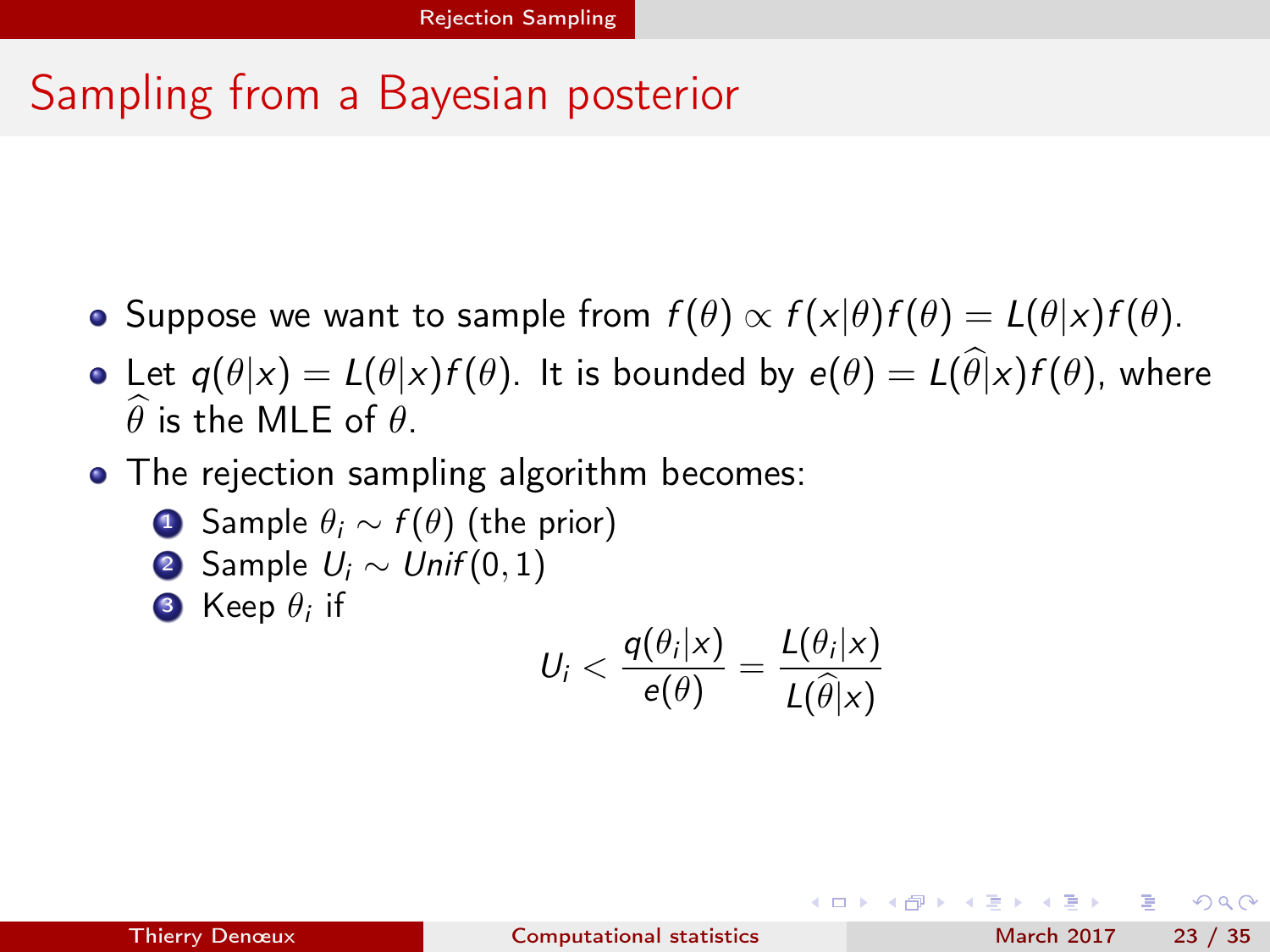# Sampling from a Bayesian posterior

- Suppose we want to sample from $f(\theta) \propto f(x|\theta)f(\theta) = L(\theta|x)f(\theta)$.
- Let $q(\theta|x) = L(\theta|x)f(\theta)$. It is bounded by $e(\theta) = L(\widehat{\theta}|x)f(\theta)$, where $\widehat{\theta}$ is the MLE of $\theta$.
- The rejection sampling algorithm becomes:
  1. Sample $\theta_i \sim f(\theta)$ (the prior)
  2. Sample $U_i \sim Unif(0,1)$
  3. Keep $\theta_i$ if

$$U_i < \frac{q(\theta_i|x)}{e(\theta)} = \frac{L(\theta_i|x)}{L(\widehat{\theta}|x)}$$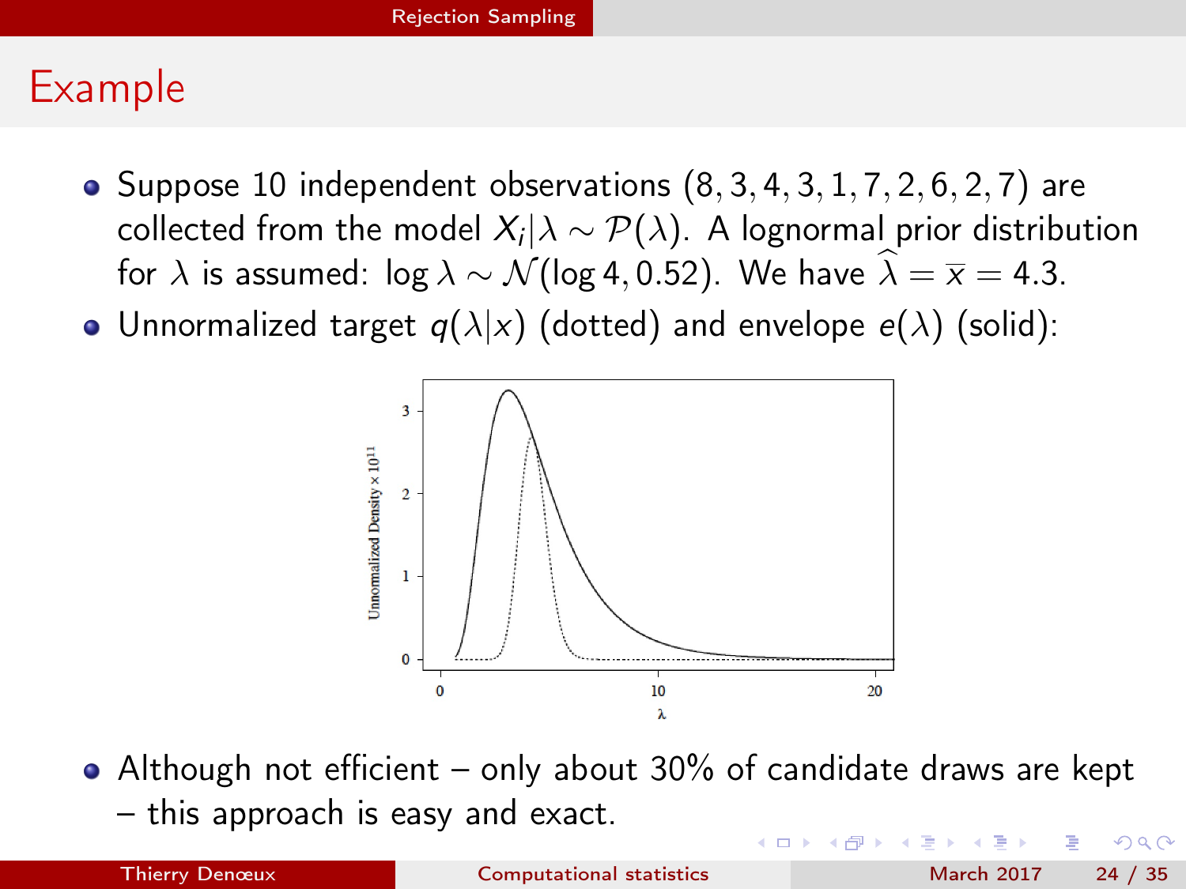# Example

- Suppose 10 independent observations $(8, 3, 4, 3, 1, 7, 2, 6, 2, 7)$ are collected from the model $X_i|\lambda \sim \mathcal{P}(\lambda)$. A lognormal prior distribution for $\lambda$ is assumed: $\log \lambda \sim \mathcal{N}(\log 4, 0.5^2)$. We have $\widehat{\lambda} = \overline{x} = 4.3$.
- Unnormalized target $q(\lambda|x)$ (dotted) and envelope $e(\lambda)$ (solid):

- Although not efficient – only about 30% of candidate draws are kept – this approach is easy and exact.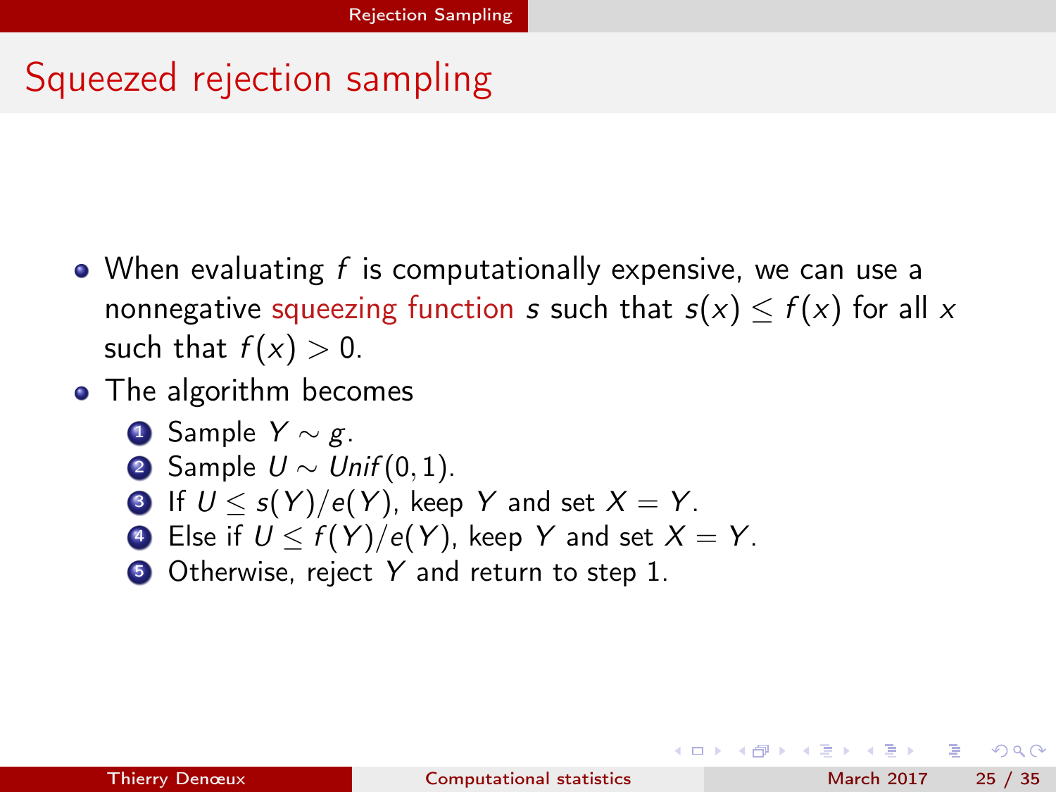# Squeezed rejection sampling

- When evaluating $f$ is computationally expensive, we can use a nonnegative squeezing function $s$ such that $s(x) \leq f(x)$ for all $x$ such that $f(x) > 0$.
- The algorithm becomes
  1. Sample $Y \sim g$.
  2. Sample $U \sim Unif(0, 1)$.
  3. If $U \leq s(Y)/e(Y)$, keep $Y$ and set $X = Y$.
  4. Else if $U \leq f(Y)/e(Y)$, keep $Y$ and set $X = Y$.
  5. Otherwise, reject $Y$ and return to step 1.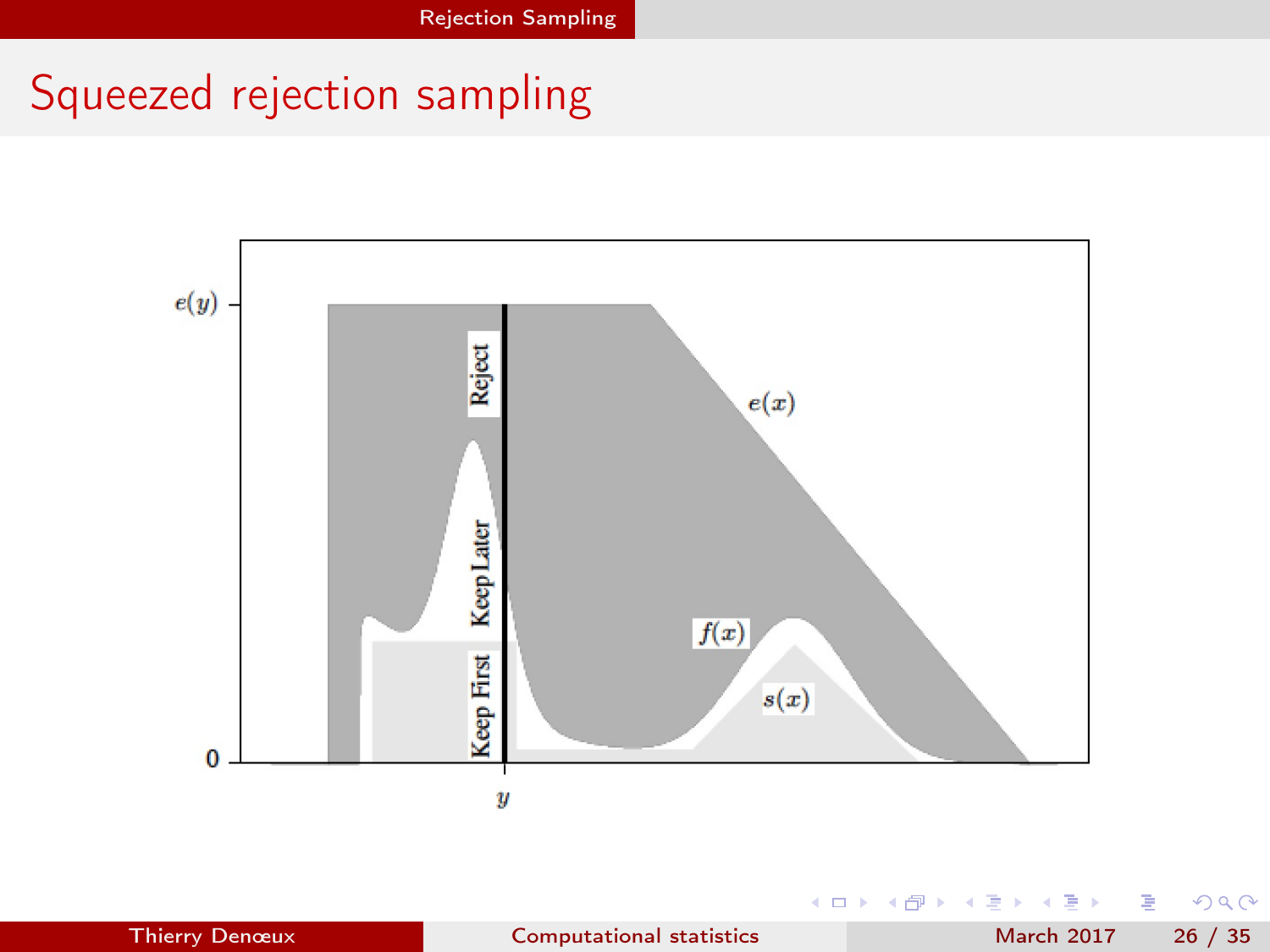# Squeezed rejection sampling

$e(y)$

Reject

Keep Later

Keep First

$e(x)$

$f(x)$

$s(x)$

0

$y$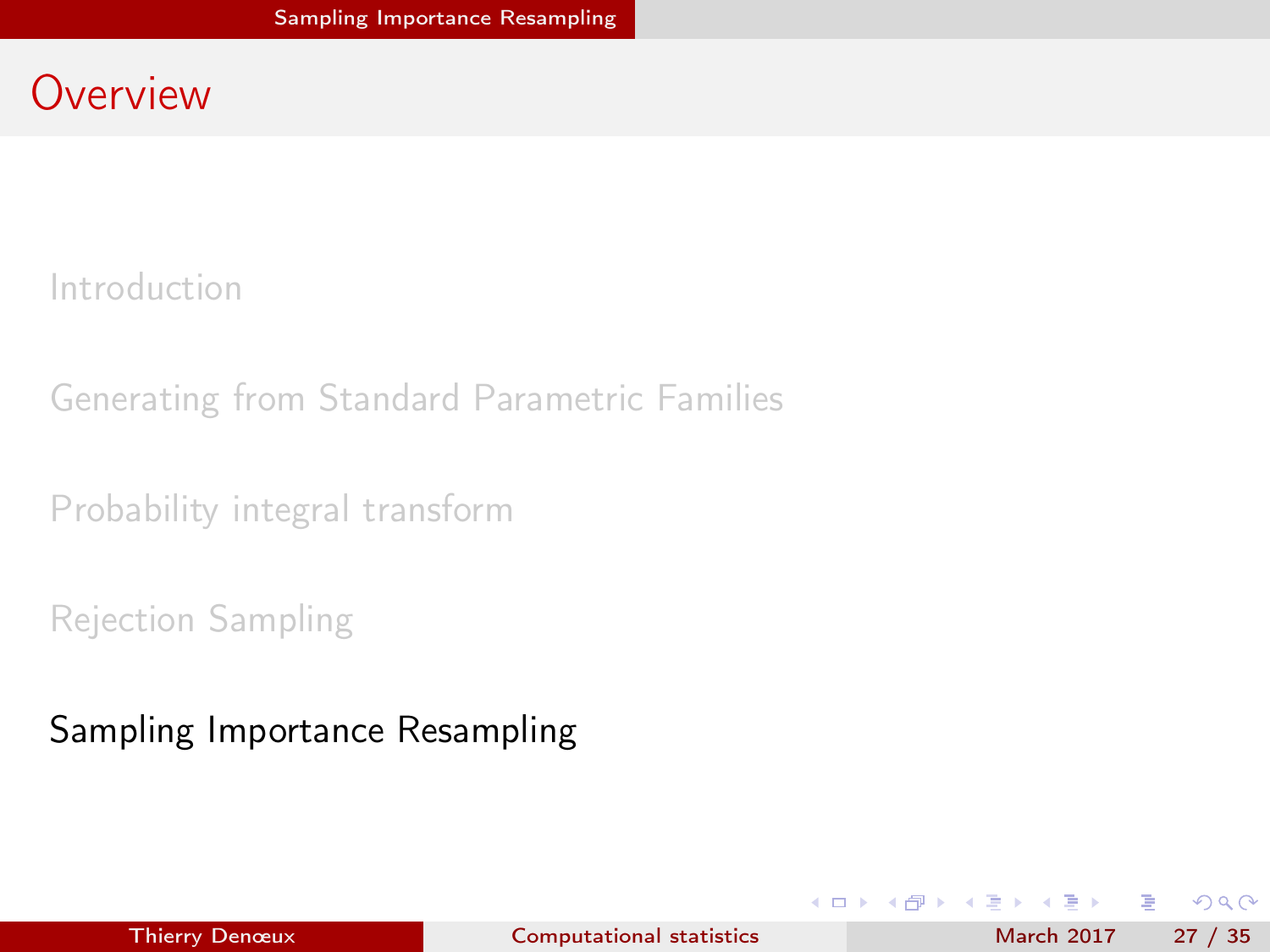# Overview

Introduction

Generating from Standard Parametric Families

Probability integral transform

Rejection Sampling

Sampling Importance Resampling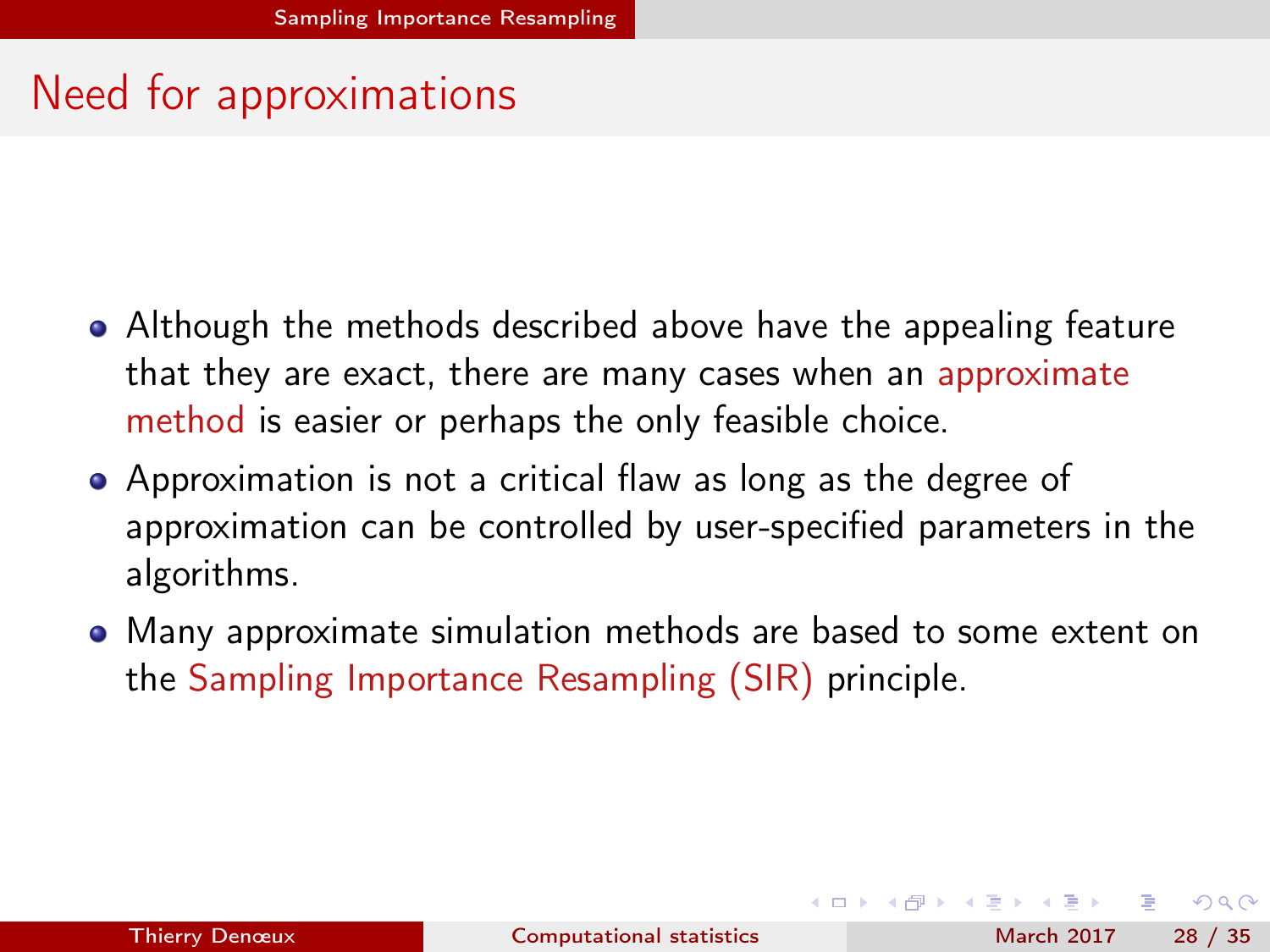## Need for approximations

- Although the methods described above have the appealing feature that they are exact, there are many cases when an approximate method is easier or perhaps the only feasible choice.
- Approximation is not a critical flaw as long as the degree of approximation can be controlled by user-specified parameters in the algorithms.
- Many approximate simulation methods are based to some extent on the Sampling Importance Resampling (SIR) principle.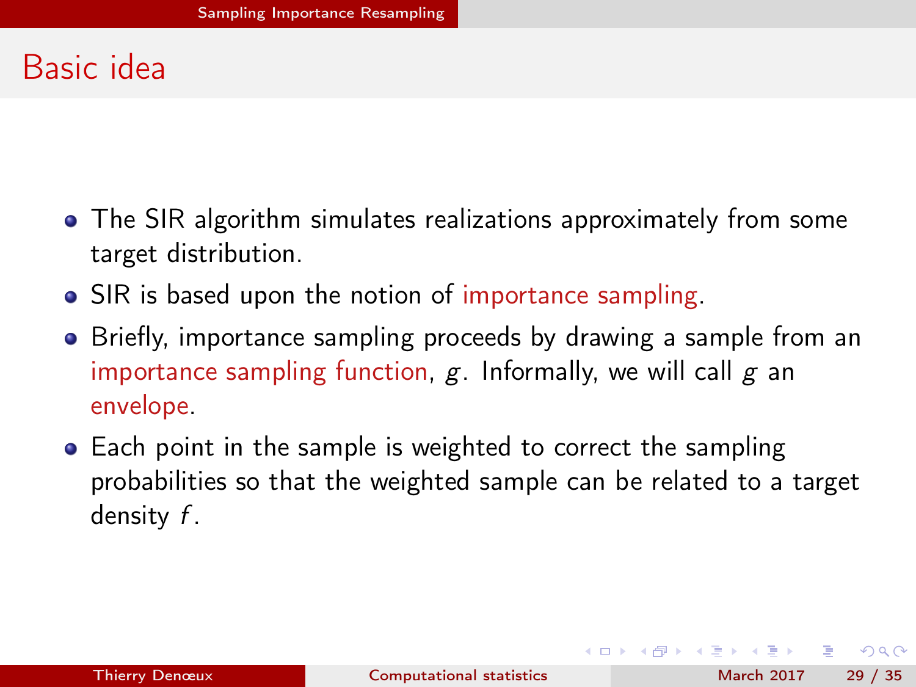# Basic idea

- The SIR algorithm simulates realizations approximately from some target distribution.
- SIR is based upon the notion of importance sampling.
- Briefly, importance sampling proceeds by drawing a sample from an importance sampling function, $g$. Informally, we will call $g$ an envelope.
- Each point in the sample is weighted to correct the sampling probabilities so that the weighted sample can be related to a target density $f$.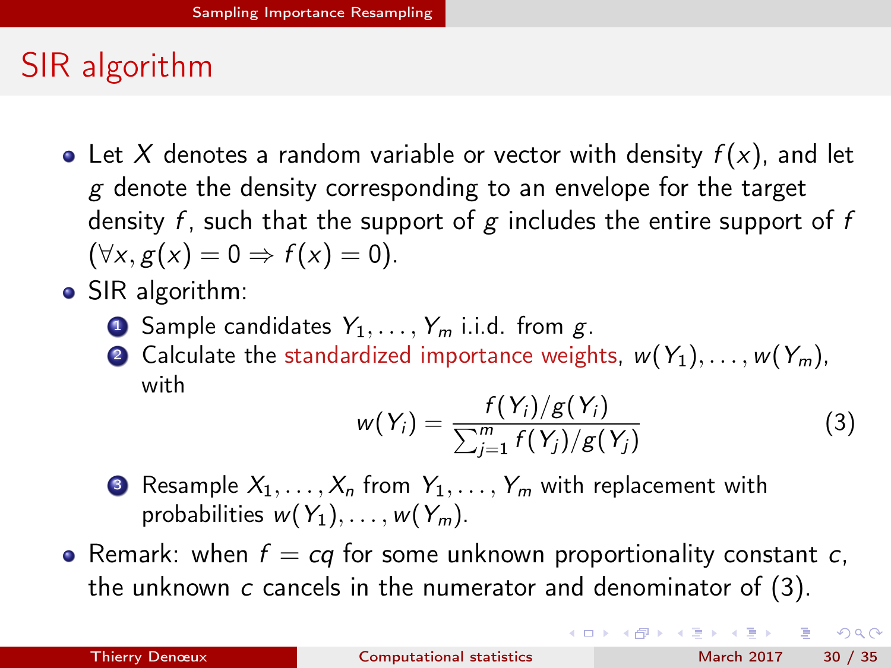# SIR algorithm

- Let $X$ denotes a random variable or vector with density $f(x)$, and let $g$ denote the density corresponding to an envelope for the target density $f$, such that the support of $g$ includes the entire support of $f$ ($\forall x, g(x) = 0 \Rightarrow f(x) = 0$).
- SIR algorithm:
  1. Sample candidates $Y_1, \ldots, Y_m$ i.i.d. from $g$.
  2. Calculate the standardized importance weights, $w(Y_1), \ldots, w(Y_m)$, with

$$w(Y_i) = \frac{f(Y_i)/g(Y_i)}{\sum_{j=1}^{m} f(Y_j)/g(Y_j)} \tag{3}$$

  3. Resample $X_1, \ldots, X_n$ from $Y_1, \ldots, Y_m$ with replacement with probabilities $w(Y_1), \ldots, w(Y_m)$.
- Remark: when $f = cq$ for some unknown proportionality constant $c$, the unknown $c$ cancels in the numerator and denominator of (3).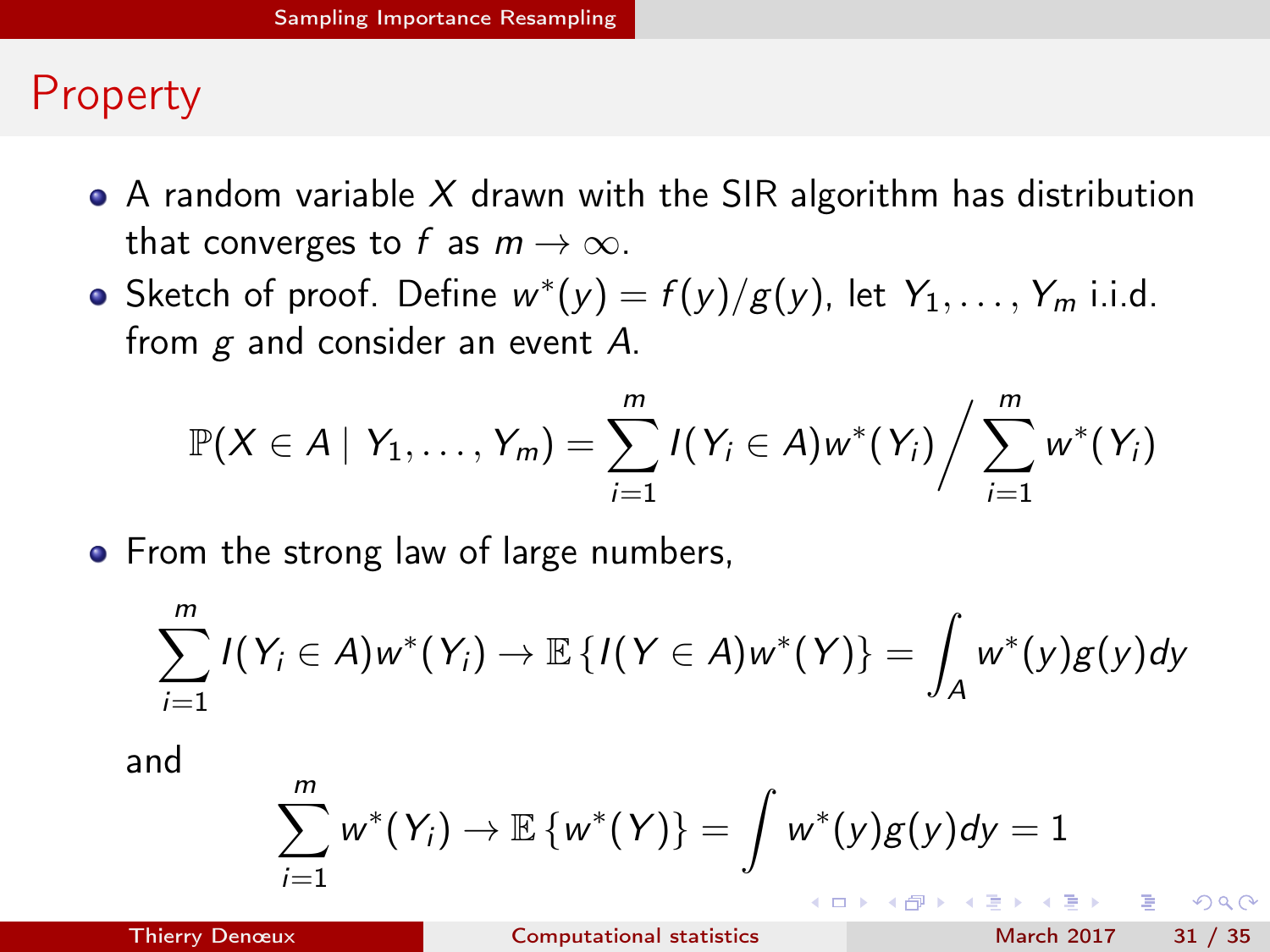## Property

- A random variable $X$ drawn with the SIR algorithm has distribution that converges to $f$ as $m \to \infty$.
- Sketch of proof. Define $w^*(y) = f(y)/g(y)$, let $Y_1, \ldots, Y_m$ i.i.d. from $g$ and consider an event $A$.

$$\mathbb{P}(X \in A \mid Y_1, \ldots, Y_m) = \sum_{i=1}^{m} I(Y_i \in A) w^*(Y_i) \Big/ \sum_{i=1}^{m} w^*(Y_i)$$

- From the strong law of large numbers,

$$\sum_{i=1}^{m} I(Y_i \in A) w^*(Y_i) \to \mathbb{E}\left\{I(Y \in A) w^*(Y)\right\} = \int_A w^*(y) g(y) dy$$

and

$$\sum_{i=1}^{m} w^*(Y_i) \to \mathbb{E}\left\{w^*(Y)\right\} = \int w^*(y) g(y) dy = 1$$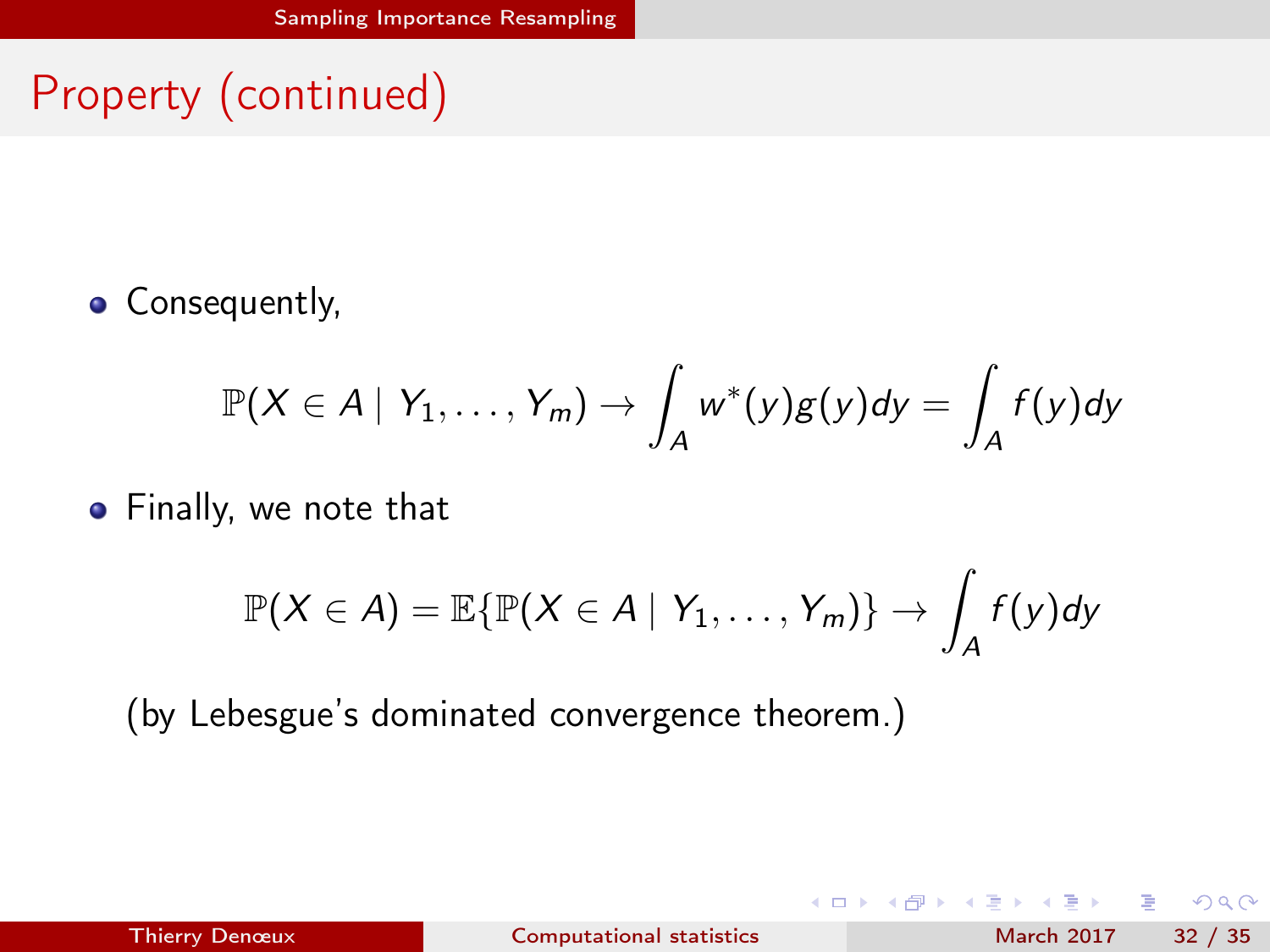# Property (continued)

- Consequently,

$$\mathbb{P}(X \in A \mid Y_1, \ldots, Y_m) \to \int_A w^*(y) g(y) dy = \int_A f(y) dy$$

- Finally, we note that

$$\mathbb{P}(X \in A) = \mathbb{E}\{\mathbb{P}(X \in A \mid Y_1, \ldots, Y_m)\} \to \int_A f(y) dy$$

(by Lebesgue's dominated convergence theorem.)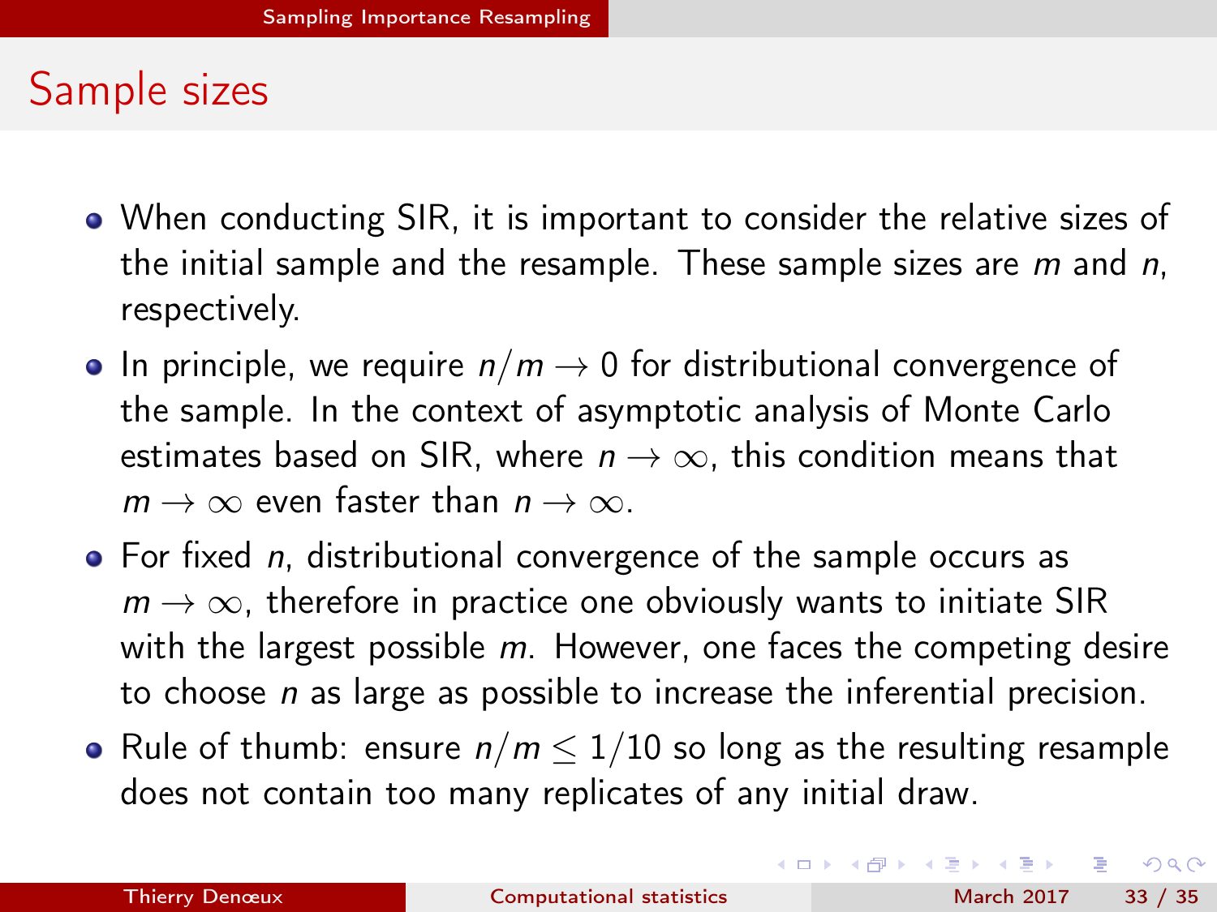## Sample sizes

- When conducting SIR, it is important to consider the relative sizes of the initial sample and the resample. These sample sizes are $m$ and $n$, respectively.
- In principle, we require $n/m \to 0$ for distributional convergence of the sample. In the context of asymptotic analysis of Monte Carlo estimates based on SIR, where $n \to \infty$, this condition means that $m \to \infty$ even faster than $n \to \infty$.
- For fixed $n$, distributional convergence of the sample occurs as $m \to \infty$, therefore in practice one obviously wants to initiate SIR with the largest possible $m$. However, one faces the competing desire to choose $n$ as large as possible to increase the inferential precision.
- Rule of thumb: ensure $n/m \leq 1/10$ so long as the resulting resample does not contain too many replicates of any initial draw.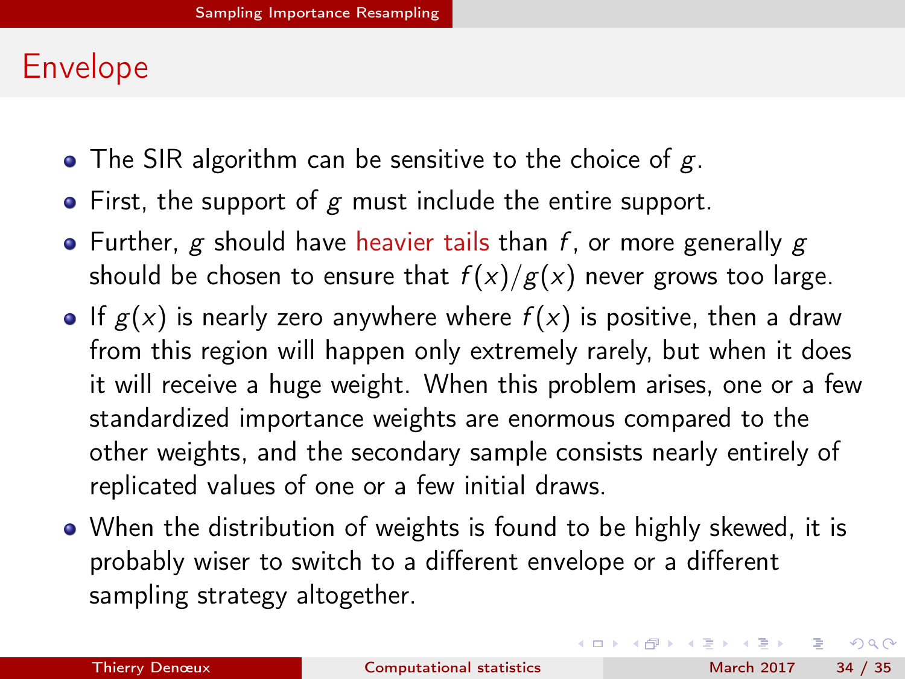## Envelope

- The SIR algorithm can be sensitive to the choice of $g$.
- First, the support of $g$ must include the entire support.
- Further, $g$ should have heavier tails than $f$, or more generally $g$ should be chosen to ensure that $f(x)/g(x)$ never grows too large.
- If $g(x)$ is nearly zero anywhere where $f(x)$ is positive, then a draw from this region will happen only extremely rarely, but when it does it will receive a huge weight. When this problem arises, one or a few standardized importance weights are enormous compared to the other weights, and the secondary sample consists nearly entirely of replicated values of one or a few initial draws.
- When the distribution of weights is found to be highly skewed, it is probably wiser to switch to a different envelope or a different sampling strategy altogether.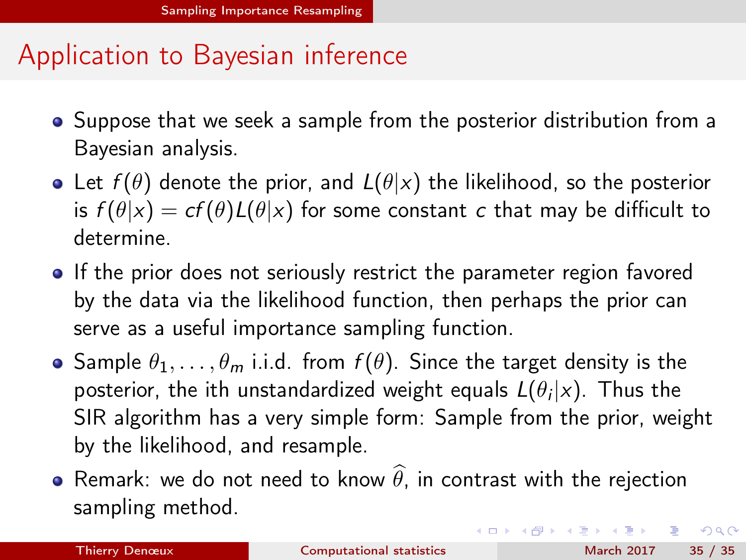## Application to Bayesian inference

- Suppose that we seek a sample from the posterior distribution from a Bayesian analysis.
- Let $f(\theta)$ denote the prior, and $L(\theta|x)$ the likelihood, so the posterior is $f(\theta|x) = cf(\theta)L(\theta|x)$ for some constant $c$ that may be difficult to determine.
- If the prior does not seriously restrict the parameter region favored by the data via the likelihood function, then perhaps the prior can serve as a useful importance sampling function.
- Sample $\theta_1, \ldots, \theta_m$ i.i.d. from $f(\theta)$. Since the target density is the posterior, the ith unstandardized weight equals $L(\theta_i|x)$. Thus the SIR algorithm has a very simple form: Sample from the prior, weight by the likelihood, and resample.
- Remark: we do not need to know $\widehat{\theta}$, in contrast with the rejection sampling method.